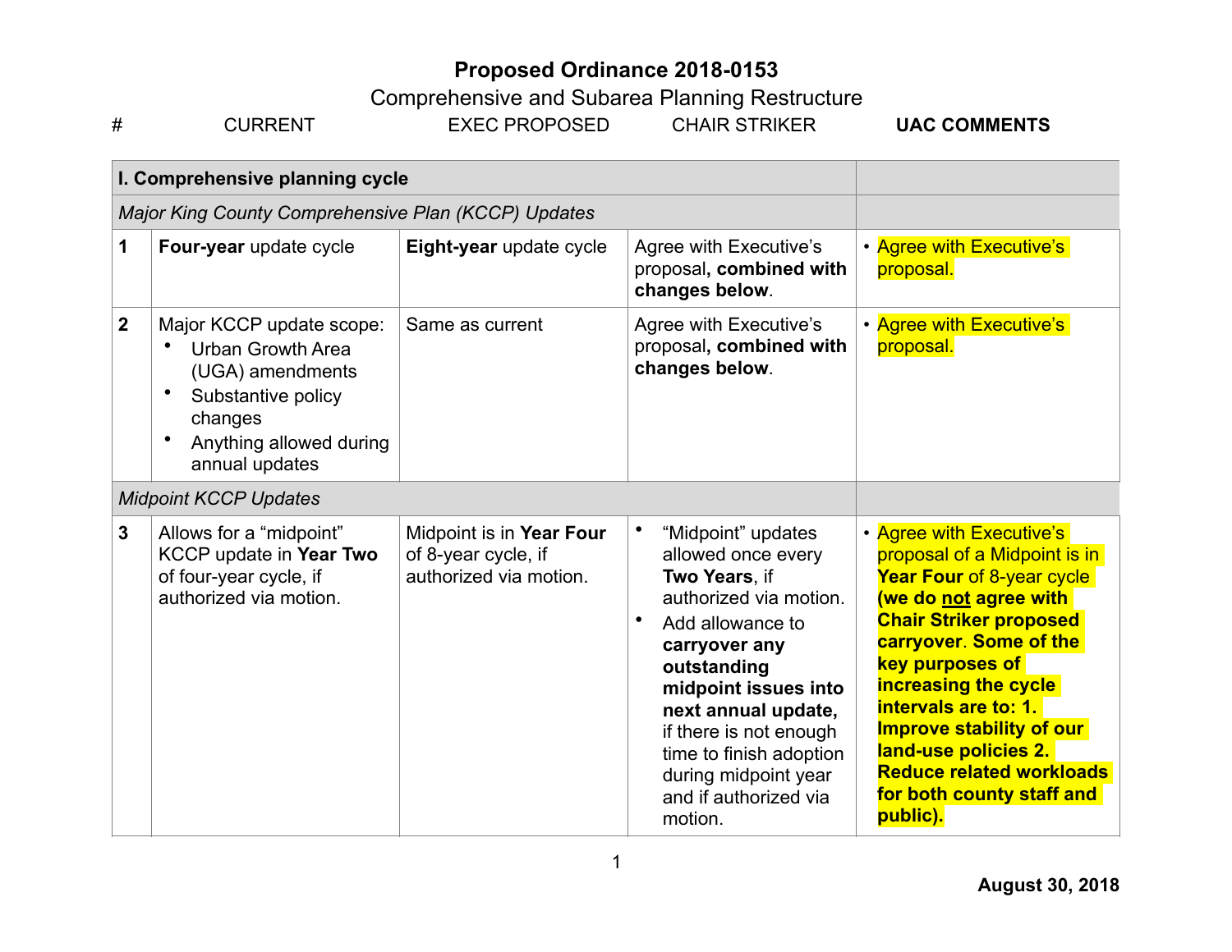# Proposed Ordinance 2018-0153

## Comprehensive and Subarea Planning Restructure

| # | CURRENT | EXEC PROPOSED | CHAIR STRIKER | **UAC COMMENTS** |
|---|---|---|---|---|
| **I. Comprehensive planning cycle** | | | | |
| *Major King County Comprehensive Plan (KCCP) Updates* | | | | |
| **1** | **Four-year** update cycle | **Eight-year** update cycle | Agree with Executive's proposal**, combined with changes below**. | • Agree with Executive's proposal. |
| **2** | Major KCCP update scope: <br>• Urban Growth Area (UGA) amendments <br>• Substantive policy changes <br>• Anything allowed during annual updates | Same as current | Agree with Executive's proposal**, combined with changes below**. | • Agree with Executive's proposal. |
| *Midpoint KCCP Updates* | | | | |
| **3** | Allows for a "midpoint" KCCP update in **Year Two** of four-year cycle, if authorized via motion. | Midpoint is in **Year Four** of 8-year cycle, if authorized via motion. | • "Midpoint" updates allowed once every **Two Years**, if authorized via motion. <br>• Add allowance to **carryover any outstanding midpoint issues into next annual update,** if there is not enough time to finish adoption during midpoint year and if authorized via motion. | • Agree with Executive's proposal of a Midpoint is in **Year Four** of 8-year cycle **(we do <u>not</u> agree with Chair Striker proposed carryover**. **Some of the key purposes of increasing the cycle intervals are to: 1. Improve stability of our land-use policies 2. Reduce related workloads for both county staff and public).** |

**August 30, 2018**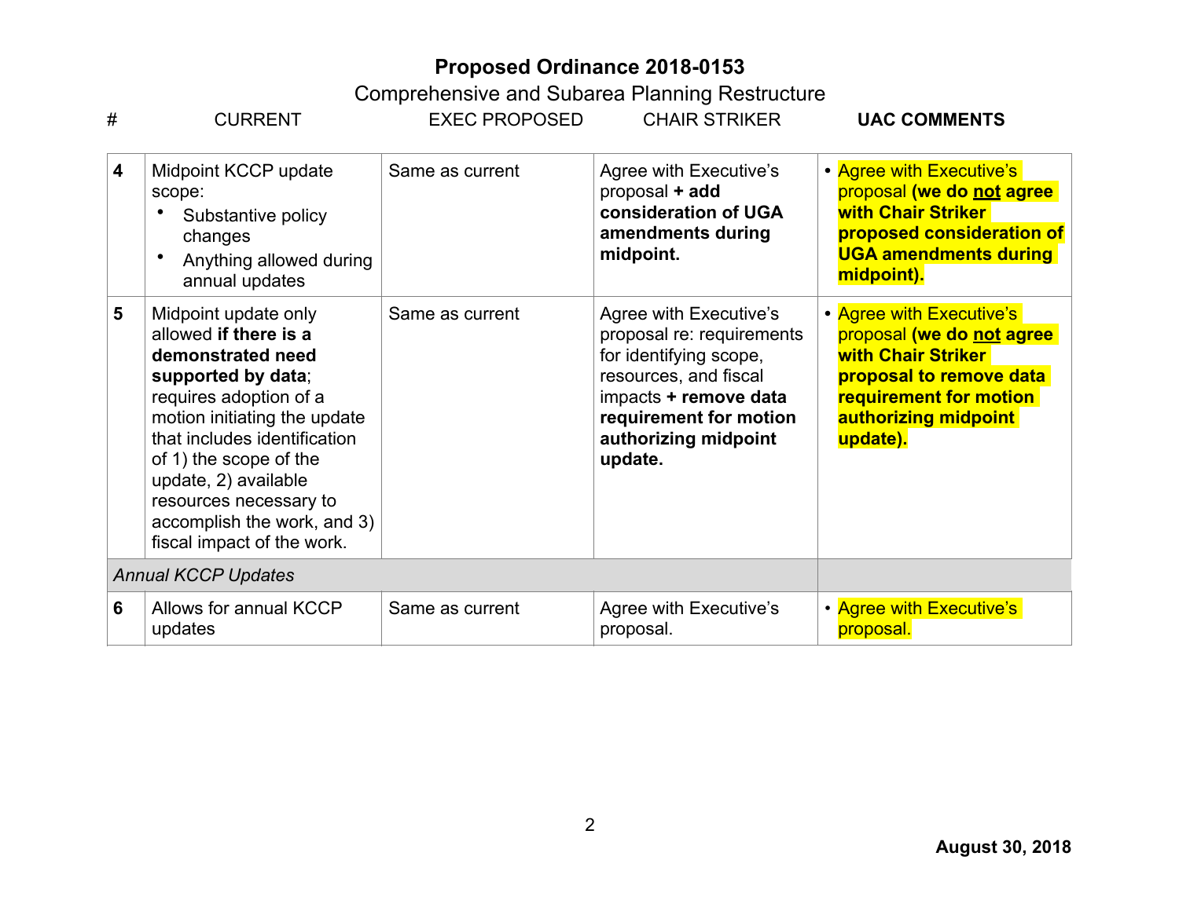# Proposed Ordinance 2018-0153

Comprehensive and Subarea Planning Restructure

| # | CURRENT | EXEC PROPOSED | CHAIR STRIKER | **UAC COMMENTS** |
|---|---|---|---|---|
| **4** | Midpoint KCCP update scope:<br>• Substantive policy changes<br>• Anything allowed during annual updates | Same as current | Agree with Executive's proposal **+ add consideration of UGA amendments during midpoint.** | • Agree with Executive's proposal **(we do <u>not</u> agree with Chair Striker proposed consideration of UGA amendments during midpoint).** |
| **5** | Midpoint update only allowed **if there is a demonstrated need supported by data**; requires adoption of a motion initiating the update that includes identification of 1) the scope of the update, 2) available resources necessary to accomplish the work, and 3) fiscal impact of the work. | Same as current | Agree with Executive's proposal re: requirements for identifying scope, resources, and fiscal impacts **+ remove data requirement for motion authorizing midpoint update.** | • Agree with Executive's proposal **(we do <u>not</u> agree with Chair Striker proposal to remove data requirement for motion authorizing midpoint update).** |
| *Annual KCCP Updates* | | | | |
| **6** | Allows for annual KCCP updates | Same as current | Agree with Executive's proposal. | • Agree with Executive's proposal. |

**August 30, 2018**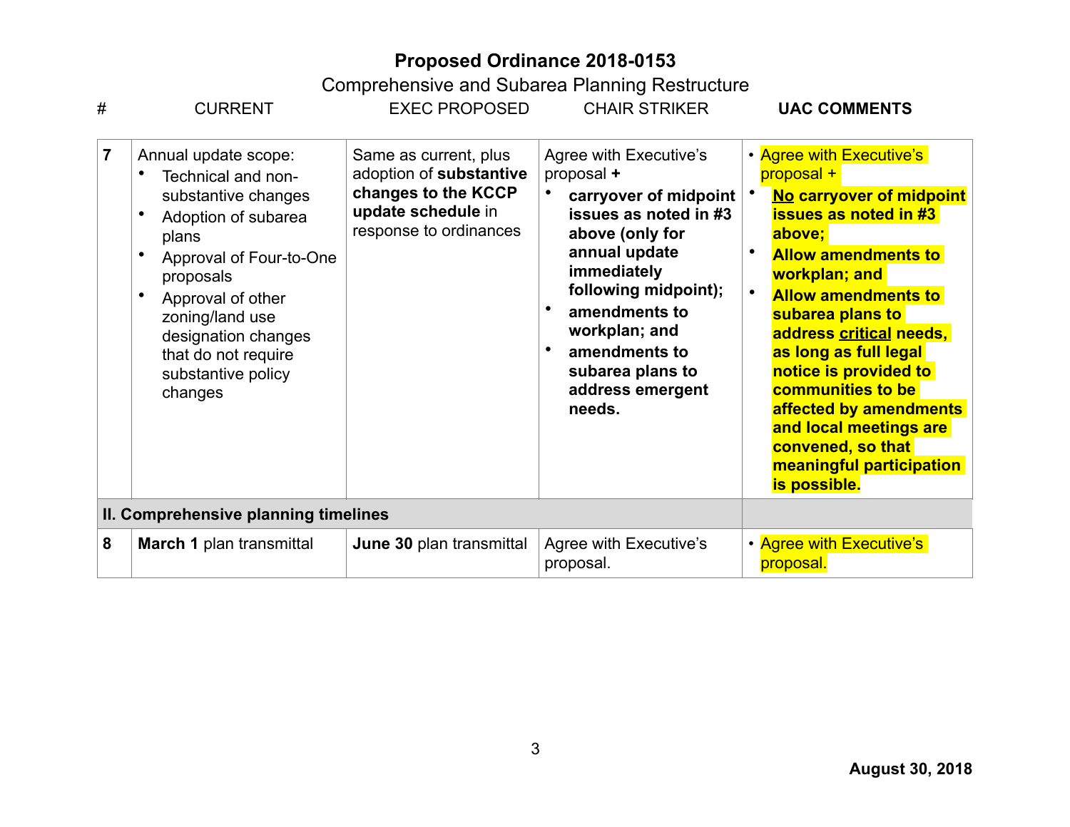# Proposed Ordinance 2018-0153

Comprehensive and Subarea Planning Restructure

| # | CURRENT | EXEC PROPOSED | CHAIR STRIKER | UAC COMMENTS |
|---|---|---|---|---|
| 7 | Annual update scope: • Technical and non-substantive changes • Adoption of subarea plans • Approval of Four-to-One proposals • Approval of other zoning/land use designation changes that do not require substantive policy changes | Same as current, plus adoption of **substantive changes to the KCCP update schedule** in response to ordinances | Agree with Executive's proposal **+** • **carryover of midpoint issues as noted in #3 above (only for annual update immediately following midpoint);** • **amendments to workplan; and** • **amendments to subarea plans to address emergent needs.** | • Agree with Executive's proposal + • **No carryover of midpoint issues as noted in #3 above;** • **Allow amendments to workplan; and** • **Allow amendments to subarea plans to address critical needs, as long as full legal notice is provided to communities to be affected by amendments and local meetings are convened, so that meaningful participation is possible.** |
| **II. Comprehensive planning timelines** | | | | |
| 8 | **March 1** plan transmittal | **June 30** plan transmittal | Agree with Executive's proposal. | • Agree with Executive's proposal. |

**August 30, 2018**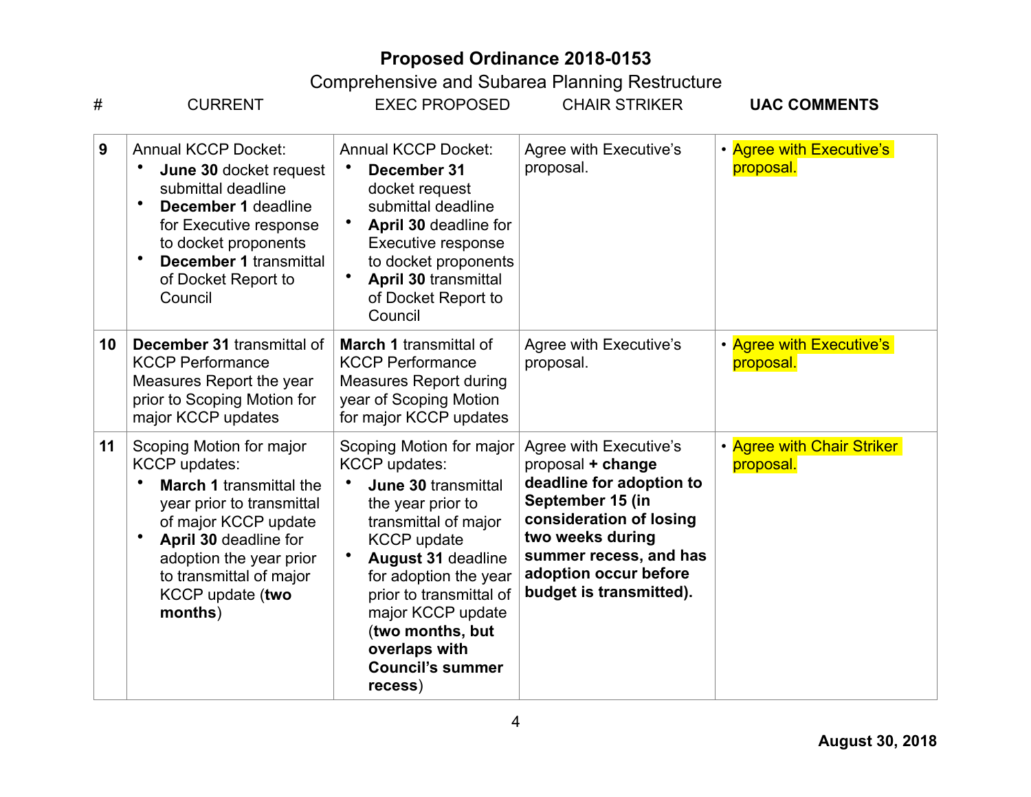# Proposed Ordinance 2018-0153

## Comprehensive and Subarea Planning Restructure

| # | CURRENT | EXEC PROPOSED | CHAIR STRIKER | **UAC COMMENTS** |
|---|---|---|---|---|
| **9** | Annual KCCP Docket: <br>• **June 30** docket request submittal deadline <br>• **December 1** deadline for Executive response to docket proponents <br>• **December 1** transmittal of Docket Report to Council | Annual KCCP Docket: <br>• **December 31** docket request submittal deadline <br>• **April 30** deadline for Executive response to docket proponents <br>• **April 30** transmittal of Docket Report to Council | Agree with Executive's proposal. | • Agree with Executive's proposal. |
| **10** | **December 31** transmittal of KCCP Performance Measures Report the year prior to Scoping Motion for major KCCP updates | **March 1** transmittal of KCCP Performance Measures Report during year of Scoping Motion for major KCCP updates | Agree with Executive's proposal. | • Agree with Executive's proposal. |
| **11** | Scoping Motion for major KCCP updates: <br>• **March 1** transmittal the year prior to transmittal of major KCCP update <br>• **April 30** deadline for adoption the year prior to transmittal of major KCCP update (**two months**) | Scoping Motion for major KCCP updates: <br>• **June 30** transmittal the year prior to transmittal of major KCCP update <br>• **August 31** deadline for adoption the year prior to transmittal of major KCCP update (**two months, but overlaps with Council's summer recess**) | Agree with Executive's proposal **+ change deadline for adoption to September 15 (in consideration of losing two weeks during summer recess, and has adoption occur before budget is transmitted).** | • Agree with Chair Striker proposal. |

**August 30, 2018**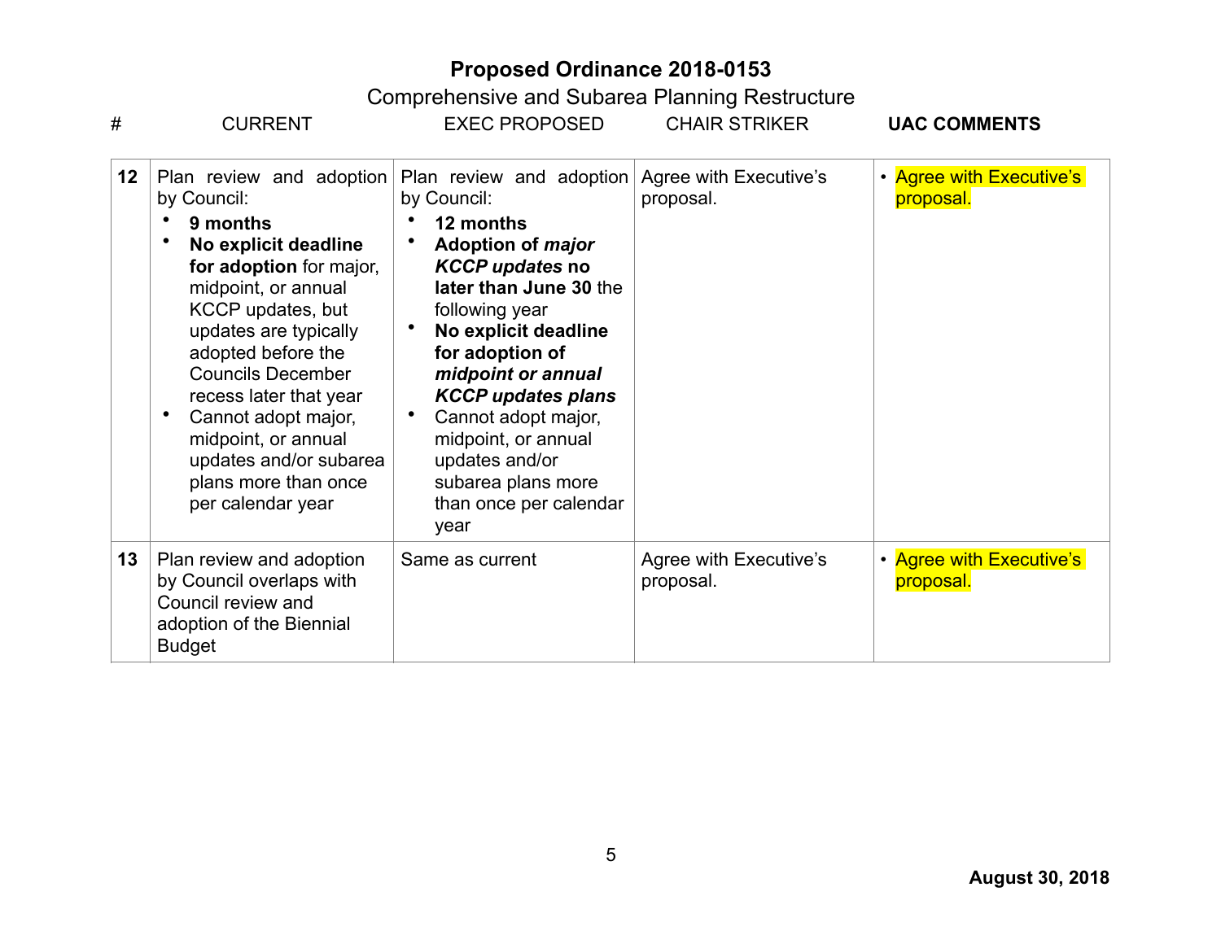# Proposed Ordinance 2018-0153

Comprehensive and Subarea Planning Restructure

| # | CURRENT | EXEC PROPOSED | CHAIR STRIKER | **UAC COMMENTS** |
|---|---|---|---|---|
| **12** | Plan review and adoption by Council:<br>• **9 months**<br>• **No explicit deadline for adoption** for major, midpoint, or annual KCCP updates, but updates are typically adopted before the Councils December recess later that year<br>• Cannot adopt major, midpoint, or annual updates and/or subarea plans more than once per calendar year | Plan review and adoption by Council:<br>• **12 months**<br>• **Adoption of *major KCCP updates* no later than June 30** the following year<br>• **No explicit deadline for adoption of *midpoint or annual KCCP updates plans***<br>• Cannot adopt major, midpoint, or annual updates and/or subarea plans more than once per calendar year | Agree with Executive's proposal. | • Agree with Executive's proposal. |
| **13** | Plan review and adoption by Council overlaps with Council review and adoption of the Biennial Budget | Same as current | Agree with Executive's proposal. | • Agree with Executive's proposal. |

**August 30, 2018**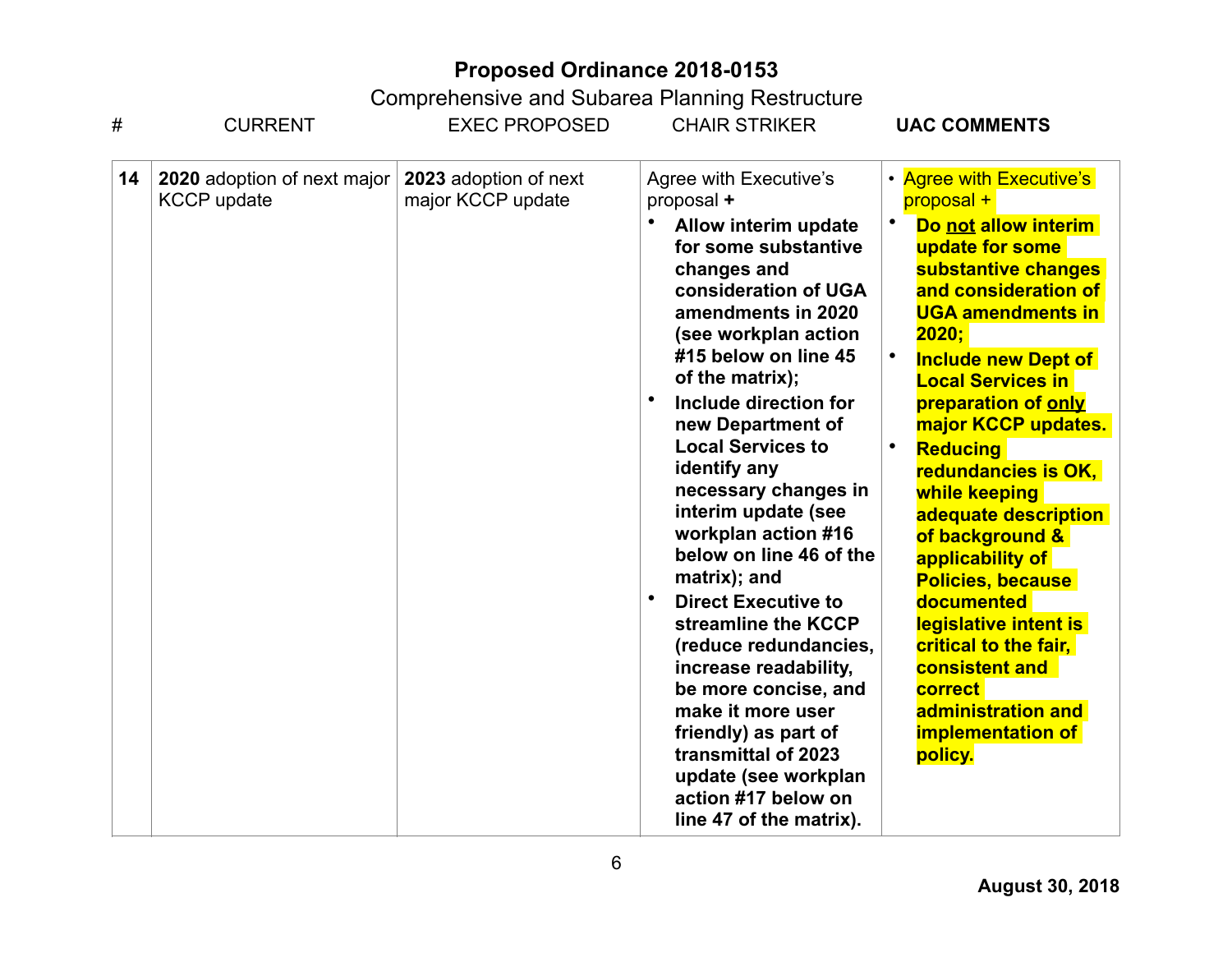# Proposed Ordinance 2018-0153

Comprehensive and Subarea Planning Restructure

| # | CURRENT | EXEC PROPOSED | CHAIR STRIKER | UAC COMMENTS |
|---|---|---|---|---|
| 14 | **2020** adoption of next major KCCP update | **2023** adoption of next major KCCP update | Agree with Executive's proposal **+** <br>• **Allow interim update for some substantive changes and consideration of UGA amendments in 2020 (see workplan action #15 below on line 45 of the matrix);** <br>• **Include direction for new Department of Local Services to identify any necessary changes in interim update (see workplan action #16 below on line 46 of the matrix); and** <br>• **Direct Executive to streamline the KCCP (reduce redundancies, increase readability, be more concise, and make it more user friendly) as part of transmittal of 2023 update (see workplan action #17 below on line 47 of the matrix).** | • Agree with Executive's proposal + <br>• **Do <u>not</u> allow interim update for some substantive changes and consideration of UGA amendments in 2020;** <br>• **Include new Dept of Local Services in preparation of <u>only</u> major KCCP updates.** <br>• **Reducing redundancies is OK, while keeping adequate description of background & applicability of Policies, because documented legislative intent is critical to the fair, consistent and correct administration and implementation of policy.** |

**August 30, 2018**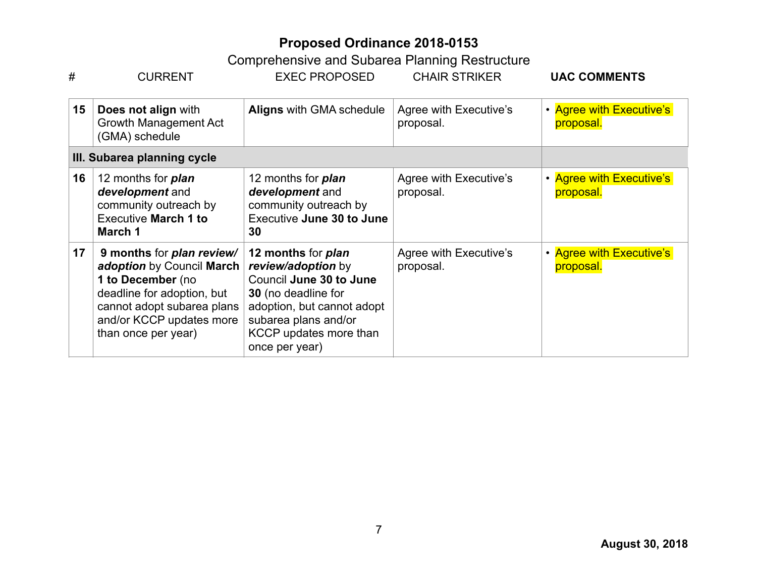**Proposed Ordinance 2018-0153**

Comprehensive and Subarea Planning Restructure

| # | CURRENT | EXEC PROPOSED | CHAIR STRIKER | **UAC COMMENTS** |
|---|---|---|---|---|
| **15** | **Does not align** with Growth Management Act (GMA) schedule | **Aligns** with GMA schedule | Agree with Executive's proposal. | • Agree with Executive's proposal. |
| **III. Subarea planning cycle** | | | | |
| **16** | 12 months for ***plan development*** and community outreach by Executive **March 1 to March 1** | 12 months for ***plan development*** and community outreach by Executive **June 30 to June 30** | Agree with Executive's proposal. | • Agree with Executive's proposal. |
| **17** | **9 months** for ***plan review/ adoption*** by Council **March 1 to December** (no deadline for adoption, but cannot adopt subarea plans and/or KCCP updates more than once per year) | **12 months** for ***plan review/adoption*** by Council **June 30 to June 30** (no deadline for adoption, but cannot adopt subarea plans and/or KCCP updates more than once per year) | Agree with Executive's proposal. | • Agree with Executive's proposal. |

**August 30, 2018**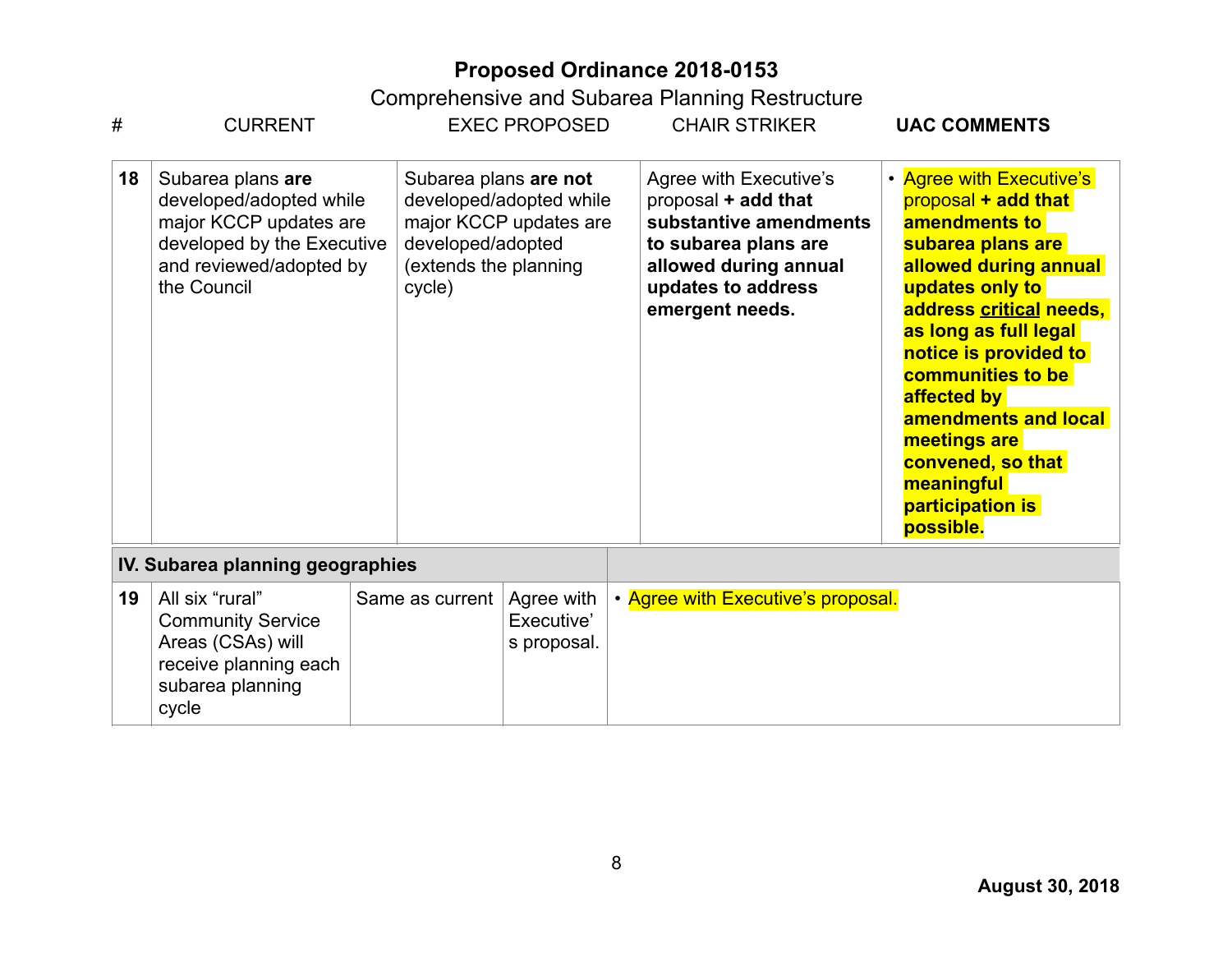# Proposed Ordinance 2018-0153

Comprehensive and Subarea Planning Restructure

| # | CURRENT | EXEC PROPOSED | CHAIR STRIKER | UAC COMMENTS |
|---|---|---|---|---|
| 18 | Subarea plans **are** developed/adopted while major KCCP updates are developed by the Executive and reviewed/adopted by the Council | Subarea plans **are not** developed/adopted while major KCCP updates are developed/adopted (extends the planning cycle) | Agree with Executive's proposal **+ add that substantive amendments to subarea plans are allowed during annual updates to address emergent needs.** | • Agree with Executive's proposal **+ add that amendments to subarea plans are allowed during annual updates only to address <u>critical</u> needs, as long as full legal notice is provided to communities to be affected by amendments and local meetings are convened, so that meaningful participation is possible.** |
| **IV. Subarea planning geographies** | | | | |
| 19 | All six "rural" Community Service Areas (CSAs) will receive planning each subarea planning cycle | Same as current | Agree with Executive's proposal. | • Agree with Executive's proposal. |

**August 30, 2018**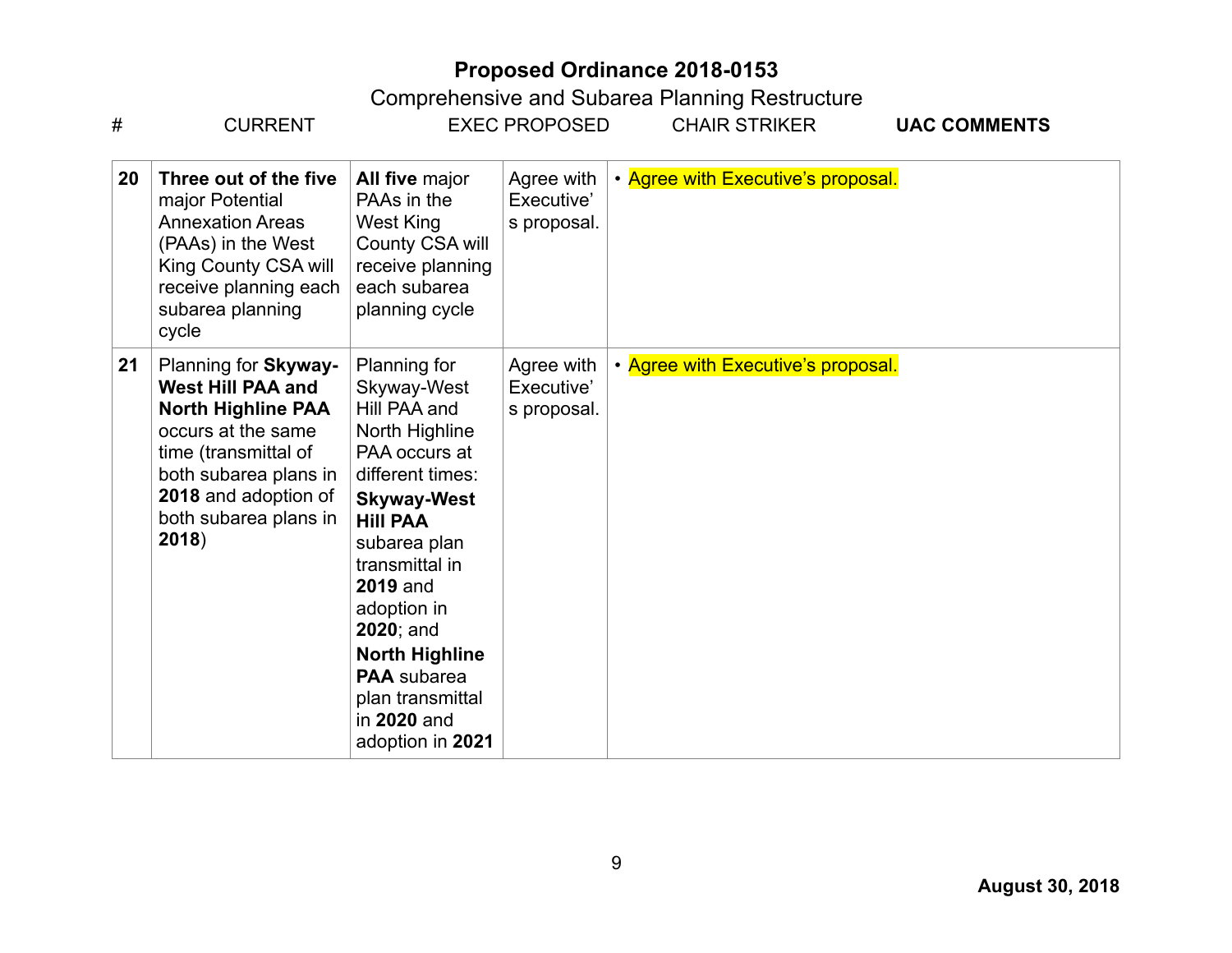# Proposed Ordinance 2018-0153

Comprehensive and Subarea Planning Restructure

| # | CURRENT | EXEC PROPOSED | CHAIR STRIKER | **UAC COMMENTS** |
|---|---|---|---|---|
| **20** | **Three out of the five** major Potential Annexation Areas (PAAs) in the West King County CSA will receive planning each subarea planning cycle | **All five** major PAAs in the West King County CSA will receive planning each subarea planning cycle | Agree with Executive's proposal. | • Agree with Executive's proposal. |
| **21** | Planning for **Skyway-West Hill PAA and North Highline PAA** occurs at the same time (transmittal of both subarea plans in **2018** and adoption of both subarea plans in **2018**) | Planning for Skyway-West Hill PAA and North Highline PAA occurs at different times: **Skyway-West Hill PAA** subarea plan transmittal in **2019** and adoption in **2020**; and **North Highline PAA** subarea plan transmittal in **2020** and adoption in **2021** | Agree with Executive's proposal. | • Agree with Executive's proposal. |

**August 30, 2018**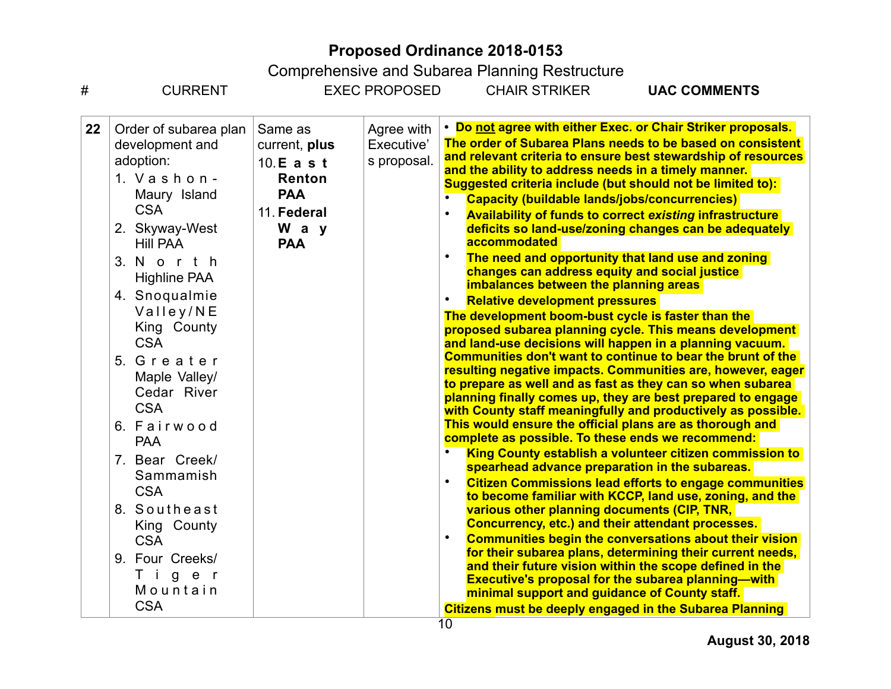# Proposed Ordinance 2018-0153

Comprehensive and Subarea Planning Restructure

| # | CURRENT | EXEC PROPOSED | CHAIR STRIKER | **UAC COMMENTS** |
|---|---|---|---|---|
| **22** | Order of subarea plan development and adoption:<br>1. Vashon-Maury Island CSA<br>2. Skyway-West Hill PAA<br>3. North Highline PAA<br>4. Snoqualmie Valley/NE King County CSA<br>5. Greater Maple Valley/ Cedar River CSA<br>6. Fairwood PAA<br>7. Bear Creek/ Sammamish CSA<br>8. Southeast King County CSA<br>9. Four Creeks/ Tiger Mountain CSA | Same as current, **plus**<br>10. **East Renton PAA**<br>11. **Federal Way PAA** | Agree with Executive's proposal. | • **Do <u>not</u> agree with either Exec. or Chair Striker proposals.**<br>**The order of Subarea Plans needs to be based on consistent and relevant criteria to ensure best stewardship of resources and the ability to address needs in a timely manner. Suggested criteria include (but should not be limited to):**<br>• **Capacity (buildable lands/jobs/concurrencies)**<br>• **Availability of funds to correct *existing* infrastructure deficits so land-use/zoning changes can be adequately accommodated**<br>• **The need and opportunity that land use and zoning changes can address equity and social justice imbalances between the planning areas**<br>• **Relative development pressures**<br>**The development boom-bust cycle is faster than the proposed subarea planning cycle. This means development and land-use decisions will happen in a planning vacuum. Communities don't want to continue to bear the brunt of the resulting negative impacts. Communities are, however, eager to prepare as well and as fast as they can so when subarea planning finally comes up, they are best prepared to engage with County staff meaningfully and productively as possible. This would ensure the official plans are as thorough and complete as possible. To these ends we recommend:**<br>• **King County establish a volunteer citizen commission to spearhead advance preparation in the subareas.**<br>• **Citizen Commissions lead efforts to engage communities to become familiar with KCCP, land use, zoning, and the various other planning documents (CIP, TNR, Concurrency, etc.) and their attendant processes.**<br>• **Communities begin the conversations about their vision for their subarea plans, determining their current needs, and their future vision within the scope defined in the Executive's proposal for the subarea planning—with minimal support and guidance of County staff.**<br>**Citizens must be deeply engaged in the Subarea Planning** |

**August 30, 2018**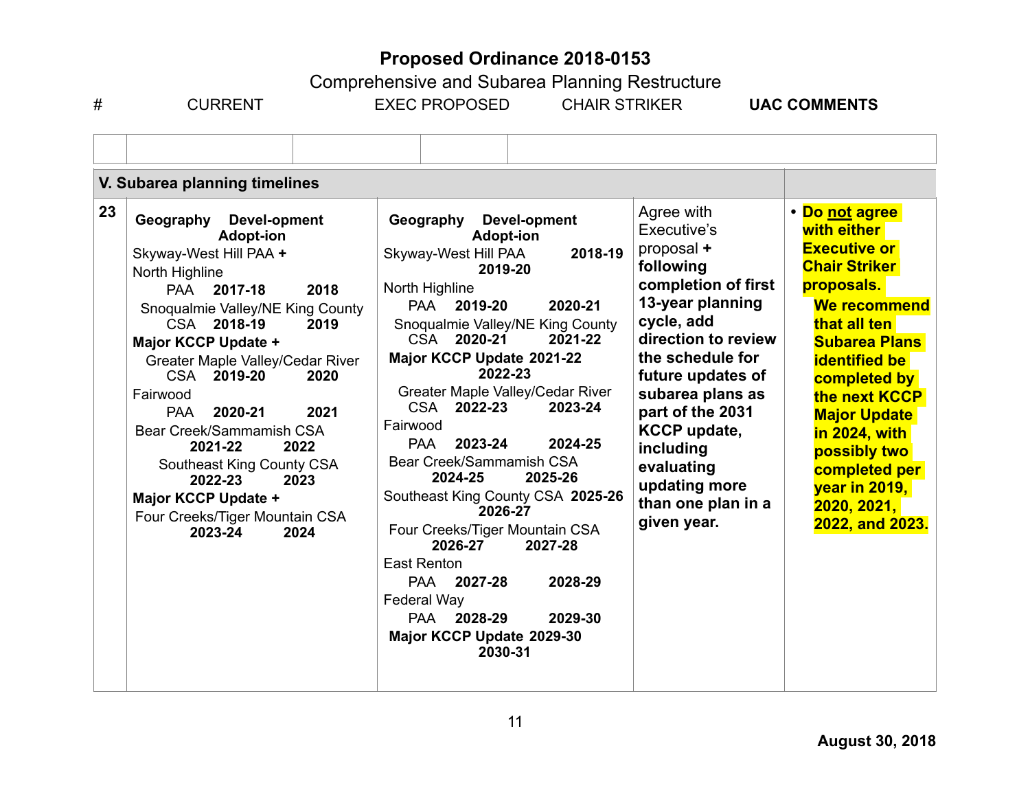# Proposed Ordinance 2018-0153

## Comprehensive and Subarea Planning Restructure

| # | CURRENT | EXEC PROPOSED | CHAIR STRIKER | UAC COMMENTS |
|---|---|---|---|---|
| | | | | |
| **V. Subarea planning timelines** | | | | |
| 23 | **Geography Devel-opment Adopt-ion**<br>Skyway-West Hill PAA **+**<br>North Highline<br>PAA **2017-18 2018**<br>Snoqualmie Valley/NE King County CSA **2018-19 2019**<br>**Major KCCP Update +**<br>Greater Maple Valley/Cedar River CSA **2019-20 2020**<br>Fairwood<br>PAA **2020-21 2021**<br>Bear Creek/Sammamish CSA **2021-22 2022**<br>Southeast King County CSA **2022-23 2023**<br>**Major KCCP Update +**<br>Four Creeks/Tiger Mountain CSA **2023-24 2024** | **Geography Devel-opment Adopt-ion**<br>Skyway-West Hill PAA **2018-19 2019-20**<br>North Highline<br>PAA **2019-20 2020-21**<br>Snoqualmie Valley/NE King County CSA **2020-21 2021-22**<br>**Major KCCP Update 2021-22 2022-23**<br>Greater Maple Valley/Cedar River CSA **2022-23 2023-24**<br>Fairwood<br>PAA **2023-24 2024-25**<br>Bear Creek/Sammamish CSA **2024-25 2025-26**<br>Southeast King County CSA **2025-26 2026-27**<br>Four Creeks/Tiger Mountain CSA **2026-27 2027-28**<br>East Renton<br>PAA **2027-28 2028-29**<br>Federal Way<br>PAA **2028-29 2029-30**<br>**Major KCCP Update 2029-30 2030-31** | Agree with Executive's proposal **+ following completion of first 13-year planning cycle, add direction to review the schedule for future updates of subarea plans as part of the 2031 KCCP update, including evaluating updating more than one plan in a given year.** | • **Do <u>not</u> agree with either Executive or Chair Striker proposals.**<br>**We recommend that all ten Subarea Plans identified be completed by the next KCCP Major Update in 2024, with possibly two completed per year in 2019, 2020, 2021, 2022, and 2023.** |

**August 30, 2018**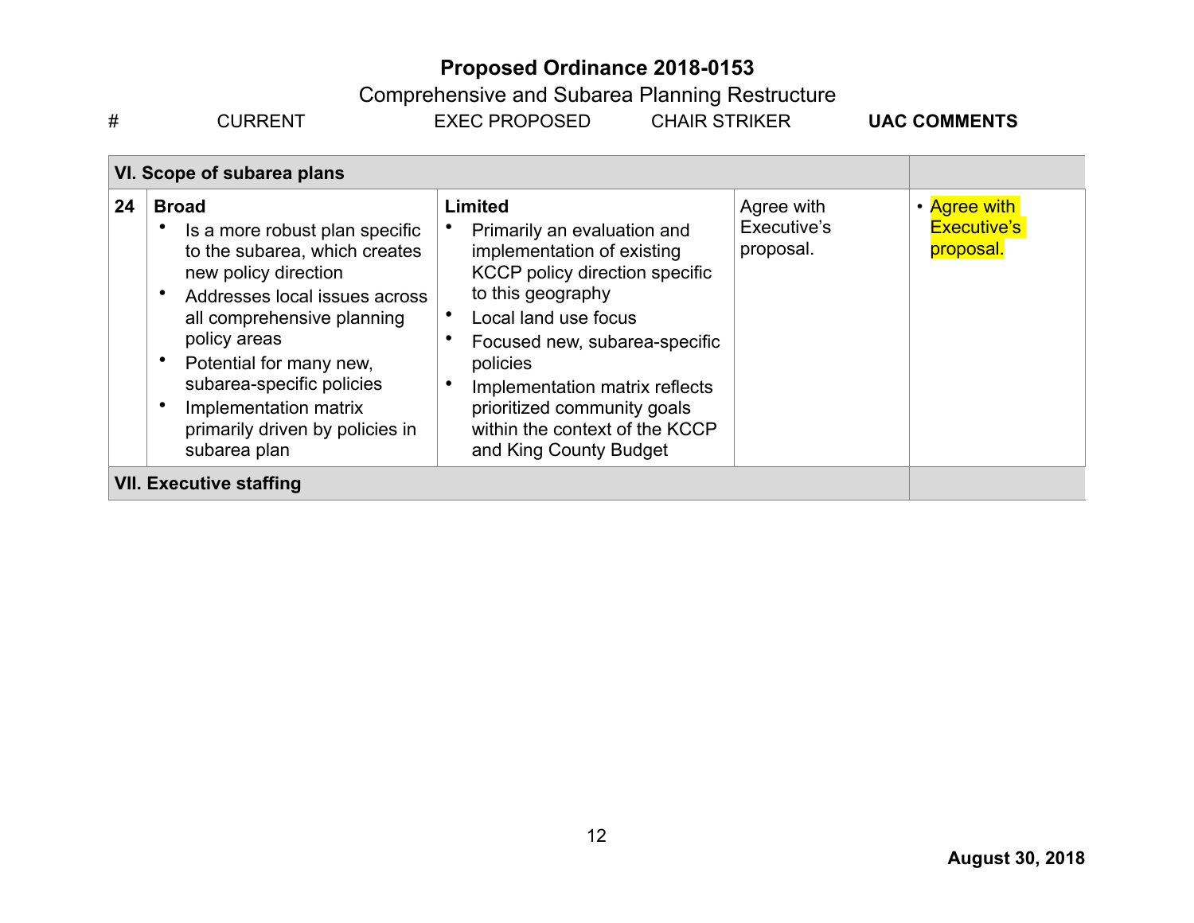## Proposed Ordinance 2018-0153

Comprehensive and Subarea Planning Restructure

| # | CURRENT | EXEC PROPOSED | CHAIR STRIKER | UAC COMMENTS |
|---|---|---|---|---|
| **VI. Scope of subarea plans** | | | | |
| 24 | **Broad**<br>• Is a more robust plan specific to the subarea, which creates new policy direction<br>• Addresses local issues across all comprehensive planning policy areas<br>• Potential for many new, subarea-specific policies<br>• Implementation matrix primarily driven by policies in subarea plan | **Limited**<br>• Primarily an evaluation and implementation of existing KCCP policy direction specific to this geography<br>• Local land use focus<br>• Focused new, subarea-specific policies<br>• Implementation matrix reflects prioritized community goals within the context of the KCCP and King County Budget | Agree with Executive's proposal. | • Agree with Executive's proposal. |
| **VII. Executive staffing** | | | | |

**August 30, 2018**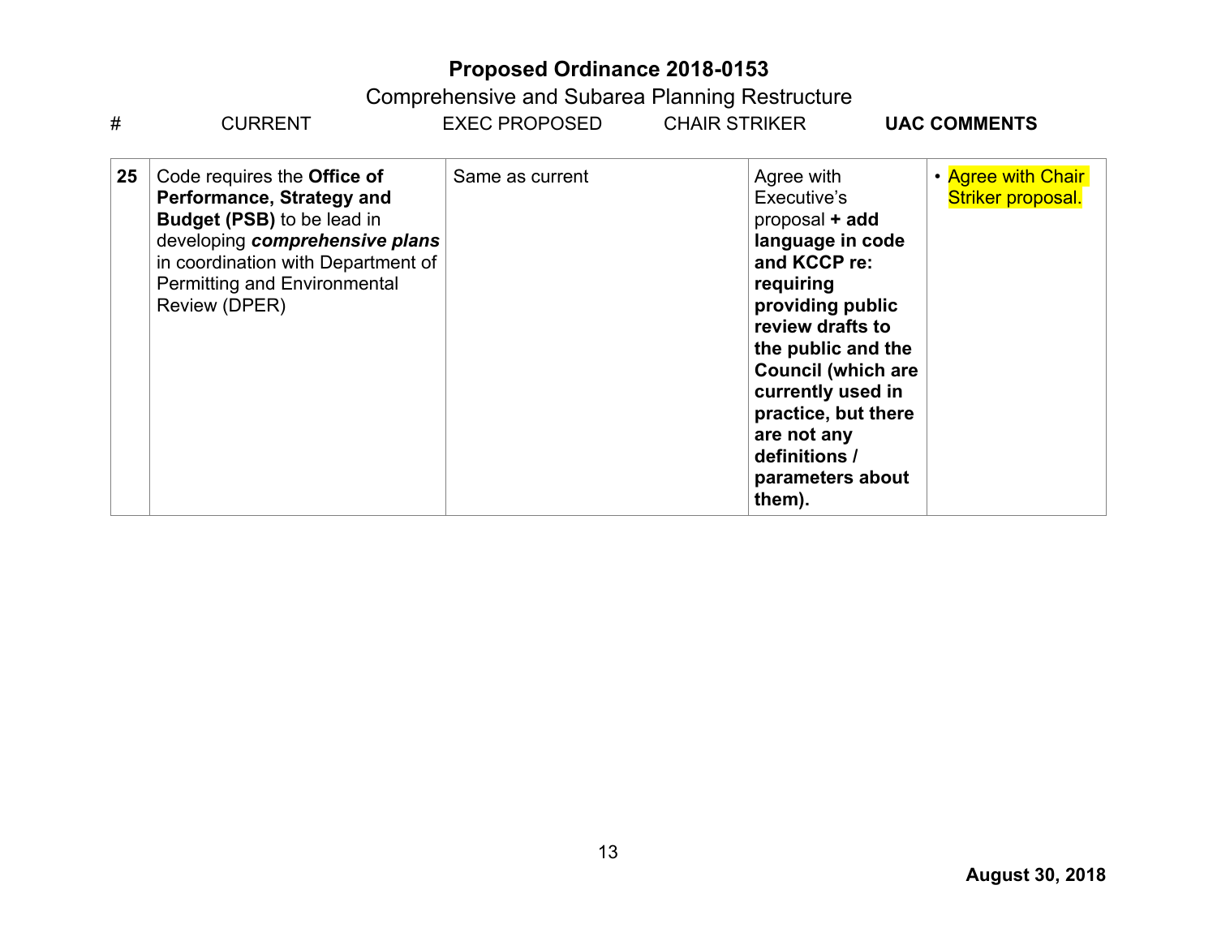# Proposed Ordinance 2018-0153

Comprehensive and Subarea Planning Restructure

| # | CURRENT | EXEC PROPOSED | CHAIR STRIKER | **UAC COMMENTS** |
|---|---|---|---|---|
| **25** | Code requires the **Office of Performance, Strategy and Budget (PSB)** to be lead in developing ***comprehensive plans*** in coordination with Department of Permitting and Environmental Review (DPER) | Same as current | Agree with Executive's proposal **+ add language in code and KCCP re: requiring providing public review drafts to the public and the Council (which are currently used in practice, but there are not any definitions / parameters about them).** | • Agree with Chair Striker proposal. |

**August 30, 2018**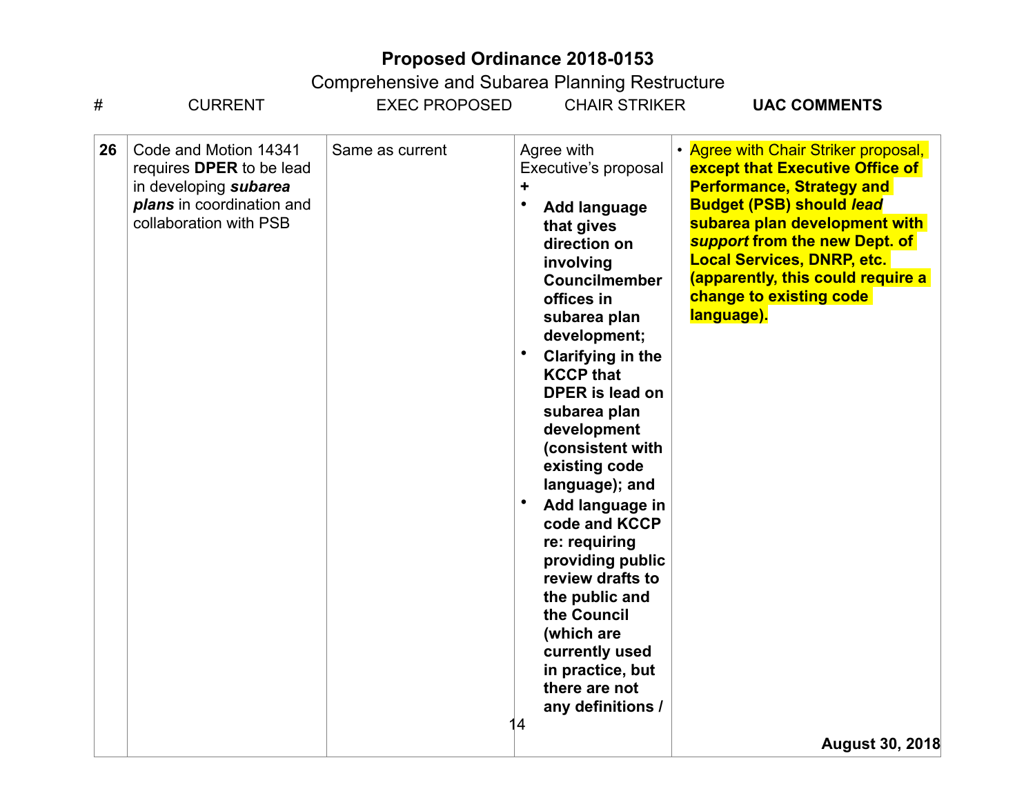# Proposed Ordinance 2018-0153

Comprehensive and Subarea Planning Restructure

| # | CURRENT | EXEC PROPOSED | CHAIR STRIKER | UAC COMMENTS |
|---|---|---|---|---|
| 26 | Code and Motion 14341 requires **DPER** to be lead in developing ***subarea plans*** in coordination and collaboration with PSB | Same as current | Agree with Executive's proposal **+**<br>• **Add language that gives direction on involving Councilmember offices in subarea plan development;**<br>• **Clarifying in the KCCP that DPER is lead on subarea plan development (consistent with existing code language); and**<br>• **Add language in code and KCCP re: requiring providing public review drafts to the public and the Council (which are currently used in practice, but there are not any definitions /** | • Agree with Chair Striker proposal, **except that Executive Office of Performance, Strategy and Budget (PSB) should *lead* subarea plan development with *support* from the new Dept. of Local Services, DNRP, etc. (apparently, this could require a change to existing code language).** |

**August 30, 2018**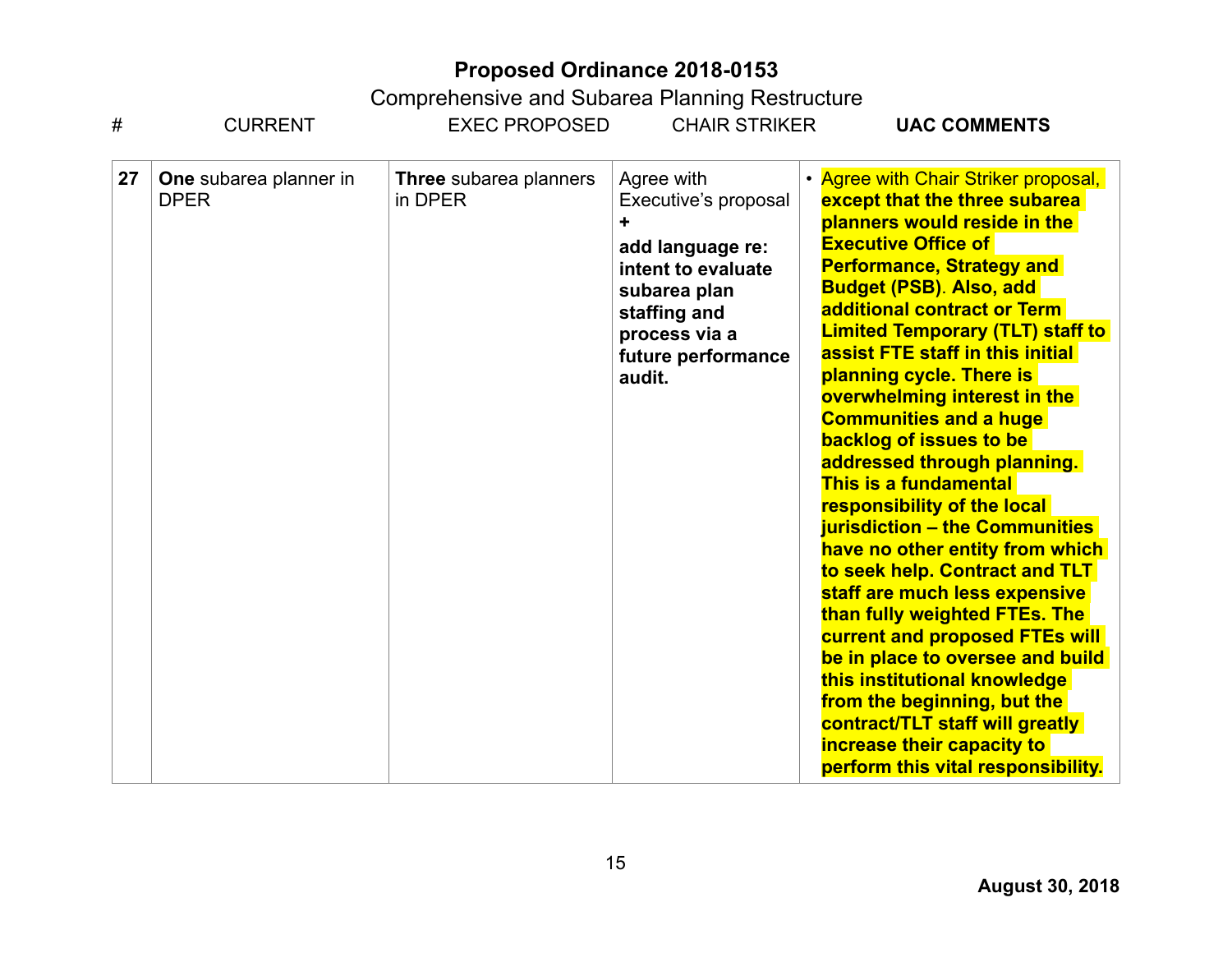# Proposed Ordinance 2018-0153

Comprehensive and Subarea Planning Restructure

| # | CURRENT | EXEC PROPOSED | CHAIR STRIKER | **UAC COMMENTS** |
|---|---|---|---|---|
| **27** | **One** subarea planner in DPER | **Three** subarea planners in DPER | Agree with Executive's proposal **+** **add language re: intent to evaluate subarea plan staffing and process via a future performance audit.** | • Agree with Chair Striker proposal, **except that the three subarea planners would reside in the Executive Office of Performance, Strategy and Budget (PSB). Also, add additional contract or Term Limited Temporary (TLT) staff to assist FTE staff in this initial planning cycle. There is overwhelming interest in the Communities and a huge backlog of issues to be addressed through planning. This is a fundamental responsibility of the local jurisdiction – the Communities have no other entity from which to seek help. Contract and TLT staff are much less expensive than fully weighted FTEs. The current and proposed FTEs will be in place to oversee and build this institutional knowledge from the beginning, but the contract/TLT staff will greatly increase their capacity to perform this vital responsibility.** |

**August 30, 2018**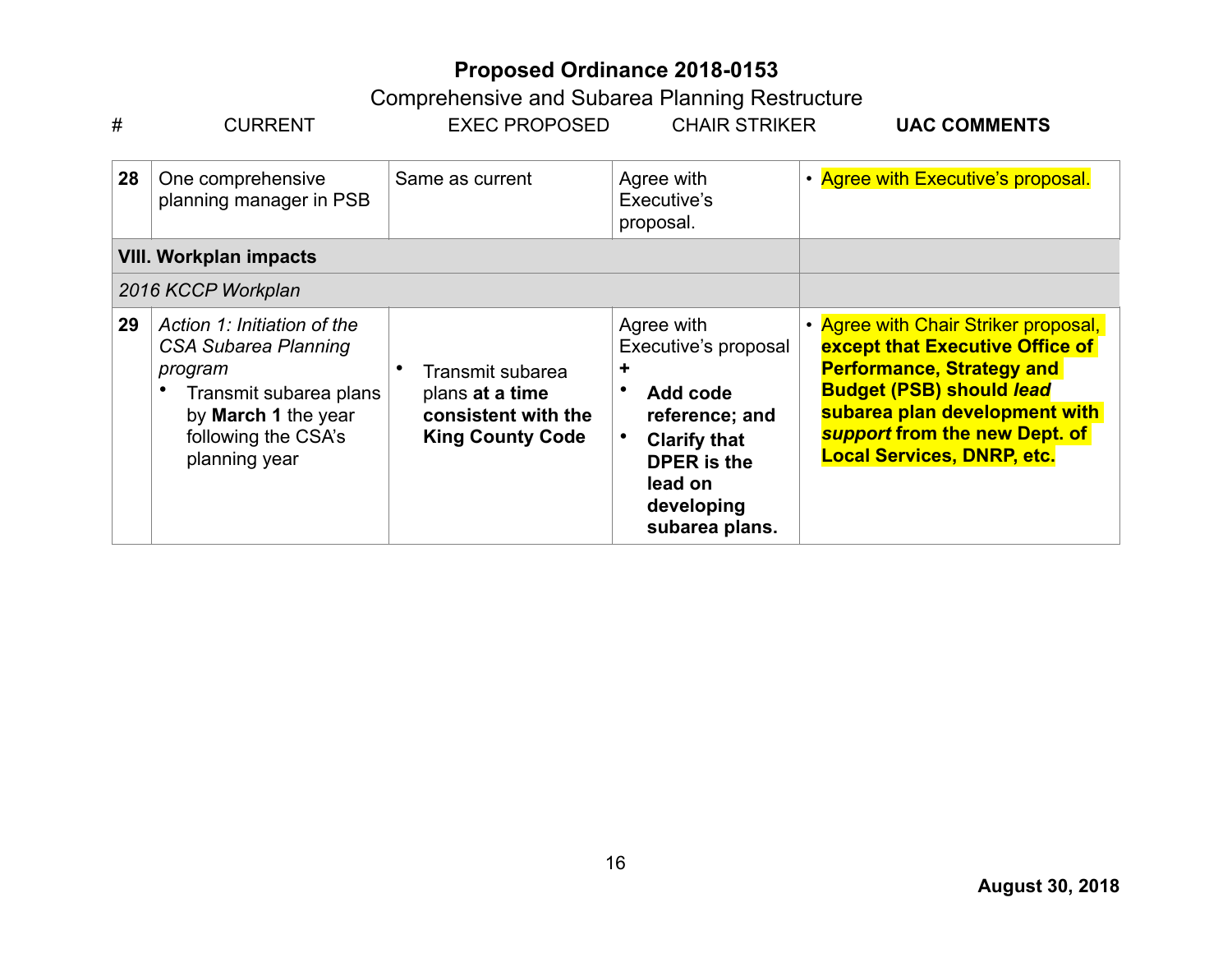**Proposed Ordinance 2018-0153**

Comprehensive and Subarea Planning Restructure

| # | CURRENT | EXEC PROPOSED | CHAIR STRIKER | **UAC COMMENTS** |
|---|---|---|---|---|
| **28** | One comprehensive planning manager in PSB | Same as current | Agree with Executive's proposal. | • Agree with Executive's proposal. |
| **VIII. Workplan impacts** | | | | |
| *2016 KCCP Workplan* | | | | |
| **29** | *Action 1: Initiation of the CSA Subarea Planning program*<br>• Transmit subarea plans by **March 1** the year following the CSA's planning year | • Transmit subarea plans **at a time consistent with the King County Code** | Agree with Executive's proposal<br>**+**<br>• **Add code reference; and**<br>• **Clarify that DPER is the lead on developing subarea plans.** | • Agree with Chair Striker proposal, **except that Executive Office of Performance, Strategy and Budget (PSB) should *lead* subarea plan development with *support* from the new Dept. of Local Services, DNRP, etc.** |

**August 30, 2018**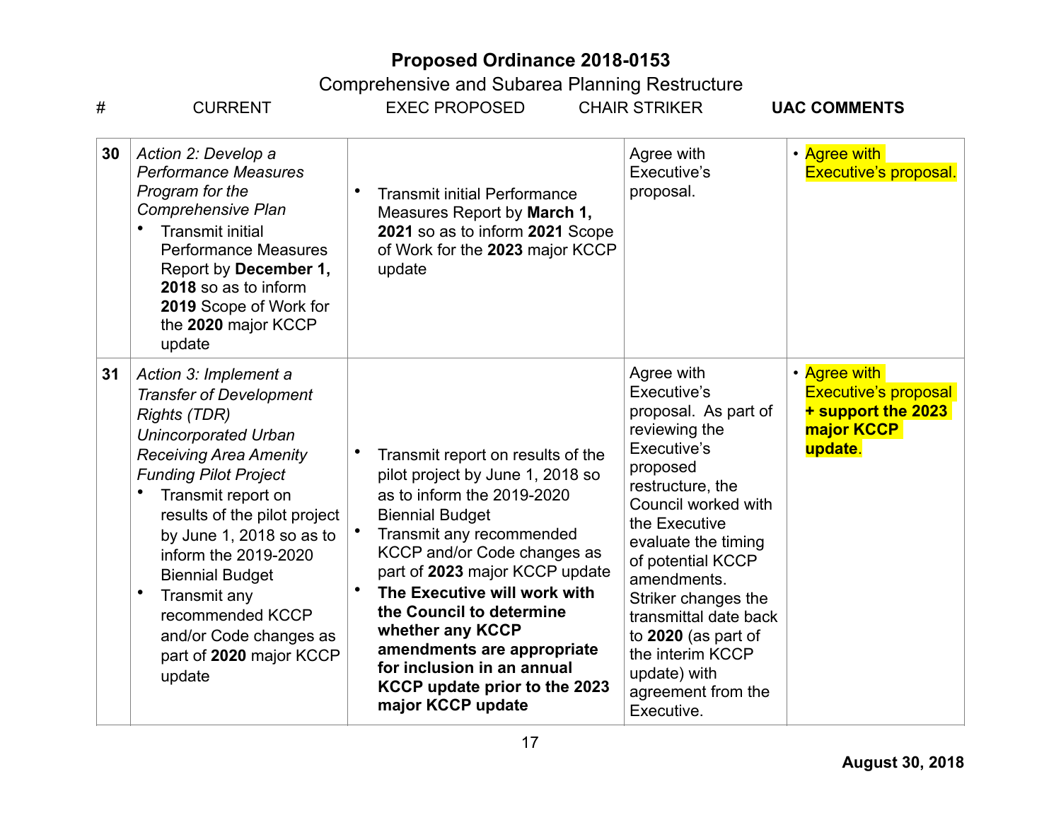# Proposed Ordinance 2018-0153

## Comprehensive and Subarea Planning Restructure

| # | CURRENT | EXEC PROPOSED | CHAIR STRIKER | UAC COMMENTS |
|---|---|---|---|---|
| 30 | *Action 2: Develop a Performance Measures Program for the Comprehensive Plan*<br>• Transmit initial Performance Measures Report by **December 1, 2018** so as to inform **2019** Scope of Work for the **2020** major KCCP update | • Transmit initial Performance Measures Report by **March 1, 2021** so as to inform **2021** Scope of Work for the **2023** major KCCP update | Agree with Executive's proposal. | • Agree with Executive's proposal. |
| 31 | *Action 3: Implement a Transfer of Development Rights (TDR) Unincorporated Urban Receiving Area Amenity Funding Pilot Project*<br>• Transmit report on results of the pilot project by June 1, 2018 so as to inform the 2019-2020 Biennial Budget<br>• Transmit any recommended KCCP and/or Code changes as part of **2020** major KCCP update | • Transmit report on results of the pilot project by June 1, 2018 so as to inform the 2019-2020 Biennial Budget<br>• Transmit any recommended KCCP and/or Code changes as part of **2023** major KCCP update<br>• **The Executive will work with the Council to determine whether any KCCP amendments are appropriate for inclusion in an annual KCCP update prior to the 2023 major KCCP update** | Agree with Executive's proposal. As part of reviewing the Executive's proposed restructure, the Council worked with the Executive evaluate the timing of potential KCCP amendments. Striker changes the transmittal date back to **2020** (as part of the interim KCCP update) with agreement from the Executive. | • Agree with Executive's proposal **+ support the 2023 major KCCP update**. |

**August 30, 2018**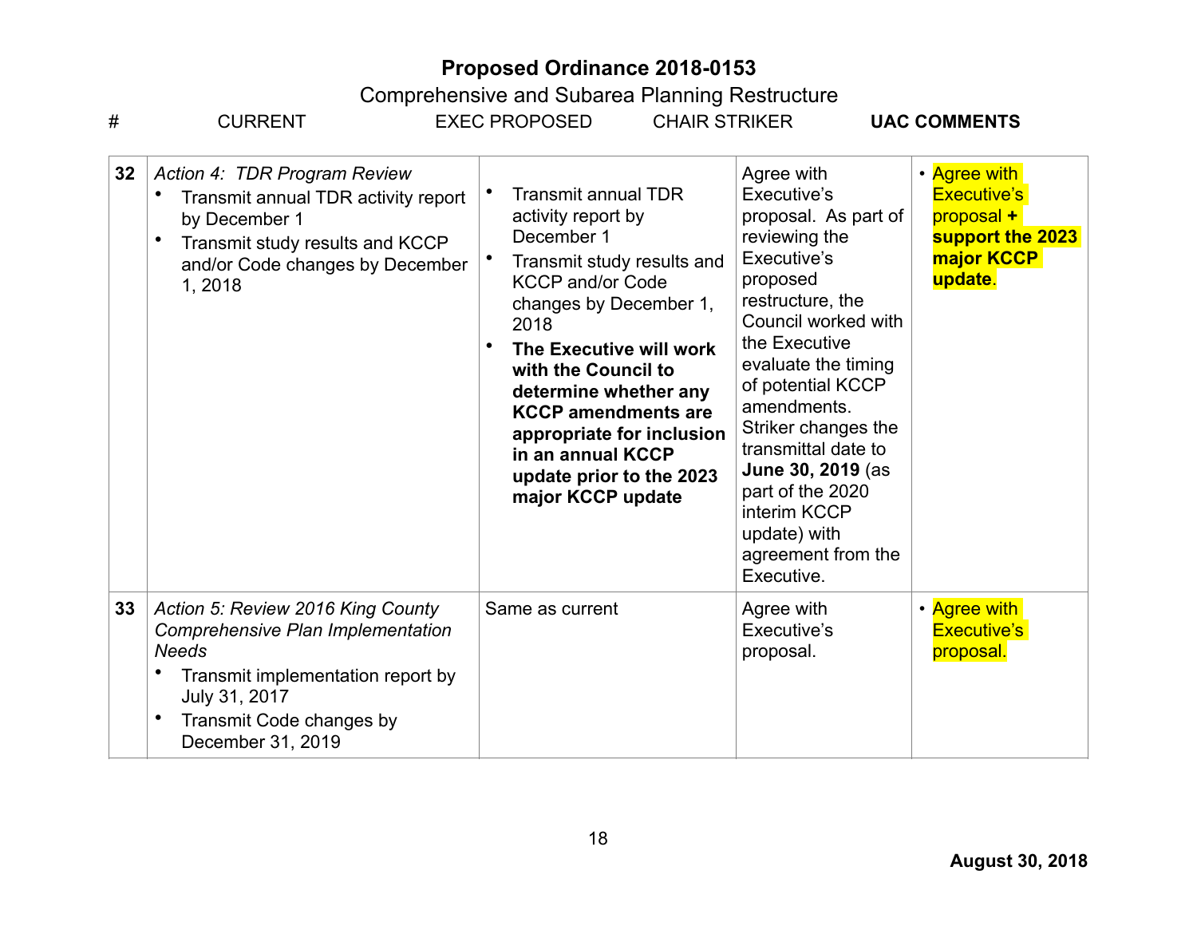# Proposed Ordinance 2018-0153

Comprehensive and Subarea Planning Restructure

| # | CURRENT | EXEC PROPOSED | CHAIR STRIKER | **UAC COMMENTS** |
|---|---|---|---|---|
| **32** | *Action 4: TDR Program Review*<br>• Transmit annual TDR activity report by December 1<br>• Transmit study results and KCCP and/or Code changes by December 1, 2018 | • Transmit annual TDR activity report by December 1<br>• Transmit study results and KCCP and/or Code changes by December 1, 2018<br>• **The Executive will work with the Council to determine whether any KCCP amendments are appropriate for inclusion in an annual KCCP update prior to the 2023 major KCCP update** | Agree with Executive's proposal. As part of reviewing the Executive's proposed restructure, the Council worked with the Executive evaluate the timing of potential KCCP amendments. Striker changes the transmittal date to **June 30, 2019** (as part of the 2020 interim KCCP update) with agreement from the Executive. | • Agree with Executive's proposal **+ support the 2023 major KCCP update**. |
| **33** | *Action 5: Review 2016 King County Comprehensive Plan Implementation Needs*<br>• Transmit implementation report by July 31, 2017<br>• Transmit Code changes by December 31, 2019 | Same as current | Agree with Executive's proposal. | • Agree with Executive's proposal. |

**August 30, 2018**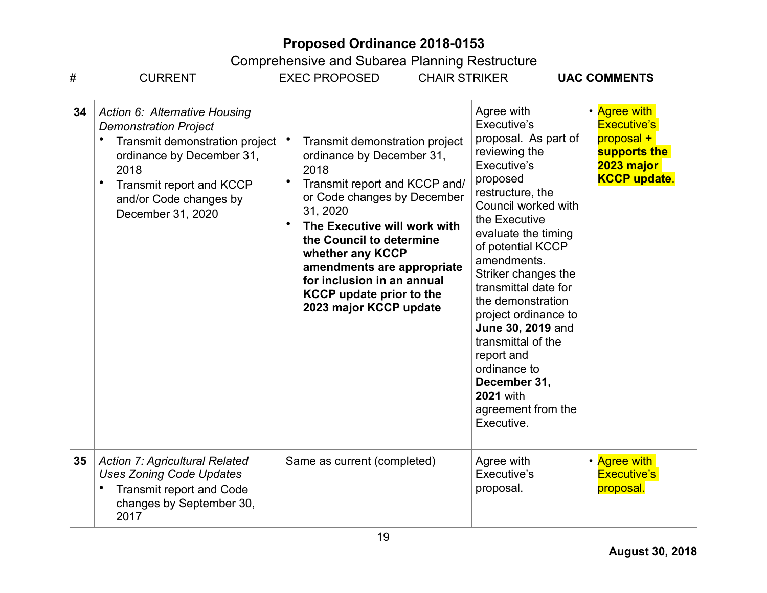# Proposed Ordinance 2018-0153

Comprehensive and Subarea Planning Restructure

| # | CURRENT | EXEC PROPOSED | CHAIR STRIKER | **UAC COMMENTS** |
|---|---|---|---|---|
| 34 | *Action 6: Alternative Housing Demonstration Project*<br>• Transmit demonstration project ordinance by December 31, 2018<br>• Transmit report and KCCP and/or Code changes by December 31, 2020 | • Transmit demonstration project ordinance by December 31, 2018<br>• Transmit report and KCCP and/or Code changes by December 31, 2020<br>• **The Executive will work with the Council to determine whether any KCCP amendments are appropriate for inclusion in an annual KCCP update prior to the 2023 major KCCP update** | Agree with Executive's proposal. As part of reviewing the Executive's proposed restructure, the Council worked with the Executive evaluate the timing of potential KCCP amendments. Striker changes the transmittal date for the demonstration project ordinance to **June 30, 2019** and transmittal of the report and ordinance to **December 31, 2021** with agreement from the Executive. | • Agree with Executive's proposal **+ supports the 2023 major KCCP update**. |
| 35 | *Action 7: Agricultural Related Uses Zoning Code Updates*<br>• Transmit report and Code changes by September 30, 2017 | Same as current (completed) | Agree with Executive's proposal. | • Agree with Executive's proposal. |

**August 30, 2018**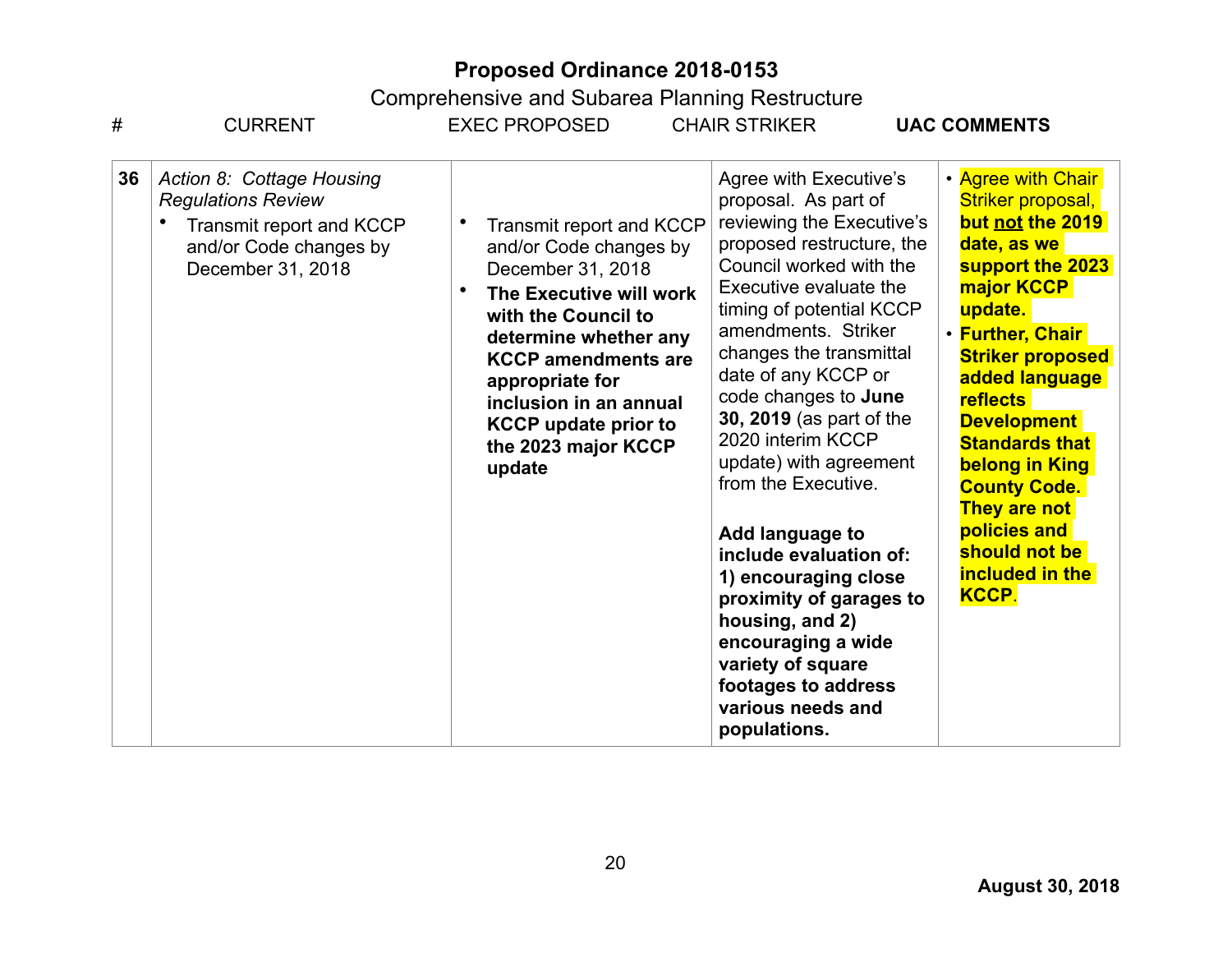**Proposed Ordinance 2018-0153**

Comprehensive and Subarea Planning Restructure

| # | CURRENT | EXEC PROPOSED | CHAIR STRIKER | **UAC COMMENTS** |
|---|---|---|---|---|
| **36** | *Action 8: Cottage Housing Regulations Review*<br>• Transmit report and KCCP and/or Code changes by December 31, 2018 | • Transmit report and KCCP and/or Code changes by December 31, 2018<br>• **The Executive will work with the Council to determine whether any KCCP amendments are appropriate for inclusion in an annual KCCP update prior to the 2023 major KCCP update** | Agree with Executive's proposal. As part of reviewing the Executive's proposed restructure, the Council worked with the Executive evaluate the timing of potential KCCP amendments. Striker changes the transmittal date of any KCCP or code changes to **June 30, 2019** (as part of the 2020 interim KCCP update) with agreement from the Executive.<br><br>**Add language to include evaluation of: 1) encouraging close proximity of garages to housing, and 2) encouraging a wide variety of square footages to address various needs and populations.** | • Agree with Chair Striker proposal, **but not the 2019 date, as we support the 2023 major KCCP update.**<br>• **Further, Chair Striker proposed added language reflects Development Standards that belong in King County Code. They are not policies and should not be included in the KCCP.** |

**August 30, 2018**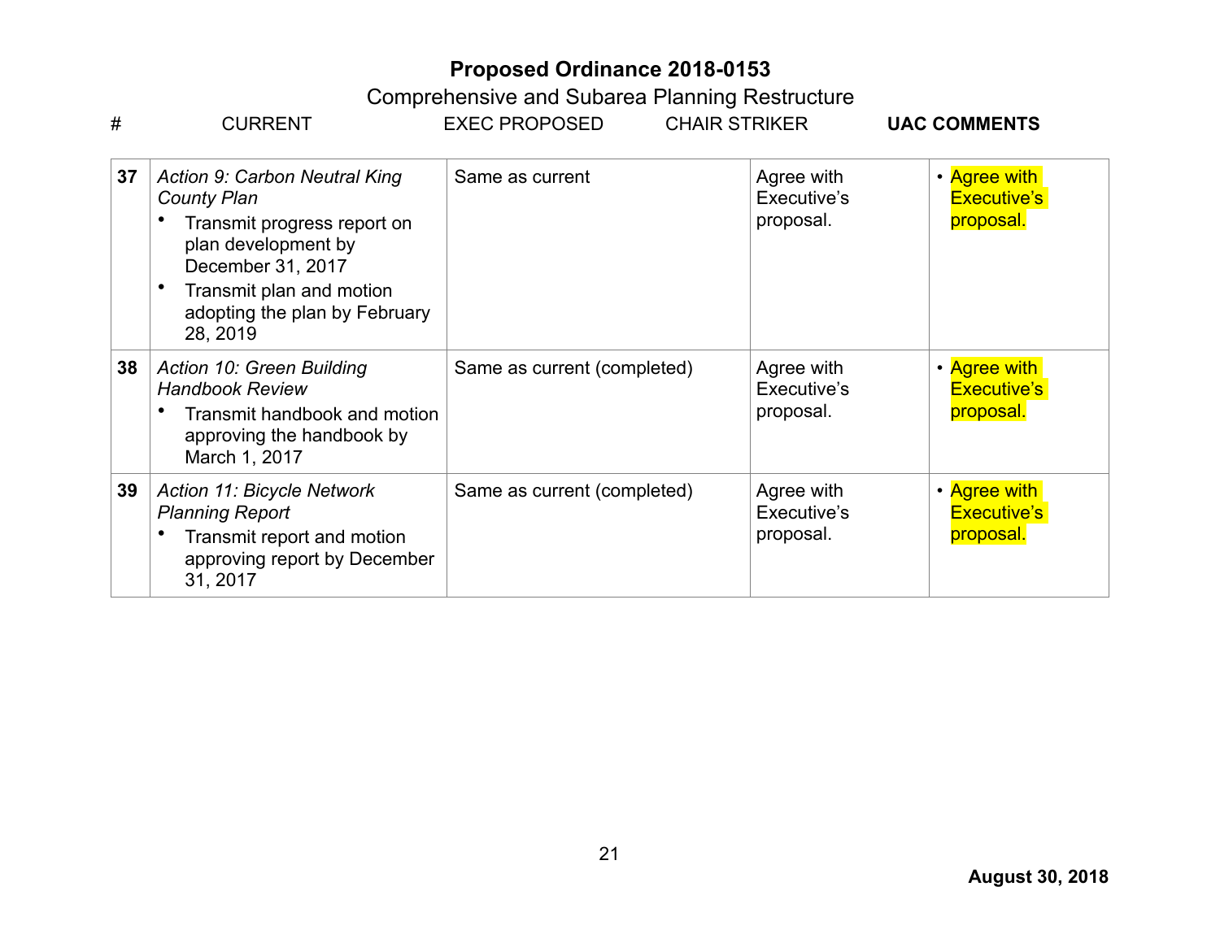# Proposed Ordinance 2018-0153

Comprehensive and Subarea Planning Restructure

| # | CURRENT | EXEC PROPOSED | CHAIR STRIKER | **UAC COMMENTS** |
|---|---|---|---|---|
| **37** | *Action 9: Carbon Neutral King County Plan*<br>• Transmit progress report on plan development by December 31, 2017<br>• Transmit plan and motion adopting the plan by February 28, 2019 | Same as current | Agree with Executive's proposal. | • Agree with Executive's proposal. |
| **38** | *Action 10: Green Building Handbook Review*<br>• Transmit handbook and motion approving the handbook by March 1, 2017 | Same as current (completed) | Agree with Executive's proposal. | • Agree with Executive's proposal. |
| **39** | *Action 11: Bicycle Network Planning Report*<br>• Transmit report and motion approving report by December 31, 2017 | Same as current (completed) | Agree with Executive's proposal. | • Agree with Executive's proposal. |

**August 30, 2018**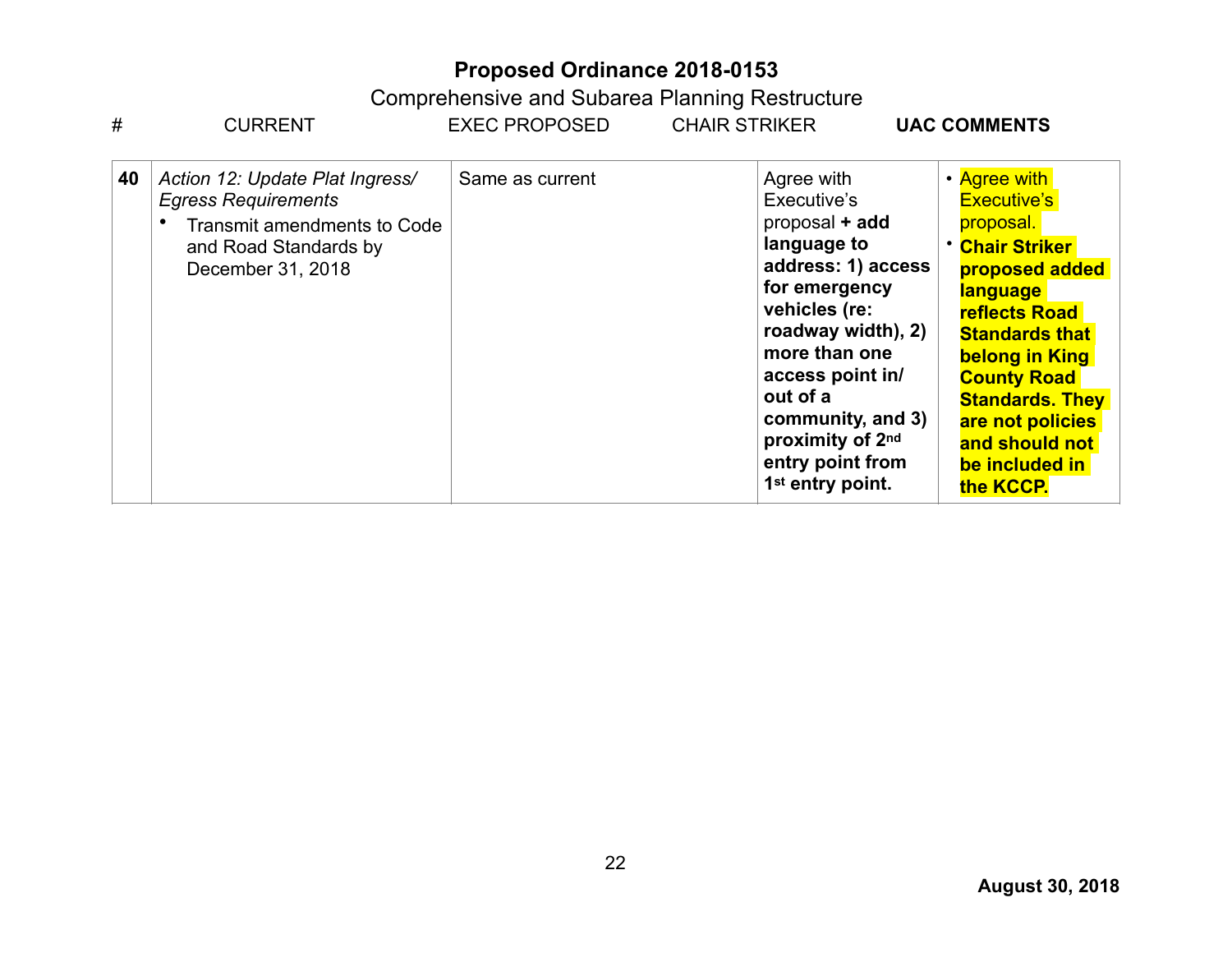# Proposed Ordinance 2018-0153

Comprehensive and Subarea Planning Restructure

| # | CURRENT | EXEC PROPOSED | CHAIR STRIKER | **UAC COMMENTS** |
|---|---|---|---|---|
| **40** | *Action 12: Update Plat Ingress/ Egress Requirements*<br>• Transmit amendments to Code and Road Standards by December 31, 2018 | Same as current | Agree with Executive's proposal **+ add language to address: 1) access for emergency vehicles (re: roadway width), 2) more than one access point in/ out of a community, and 3) proximity of 2nd entry point from 1st entry point.** | • Agree with Executive's proposal.<br>• **Chair Striker proposed added language reflects Road Standards that belong in King County Road Standards. They are not policies and should not be included in the KCCP.** |

**August 30, 2018**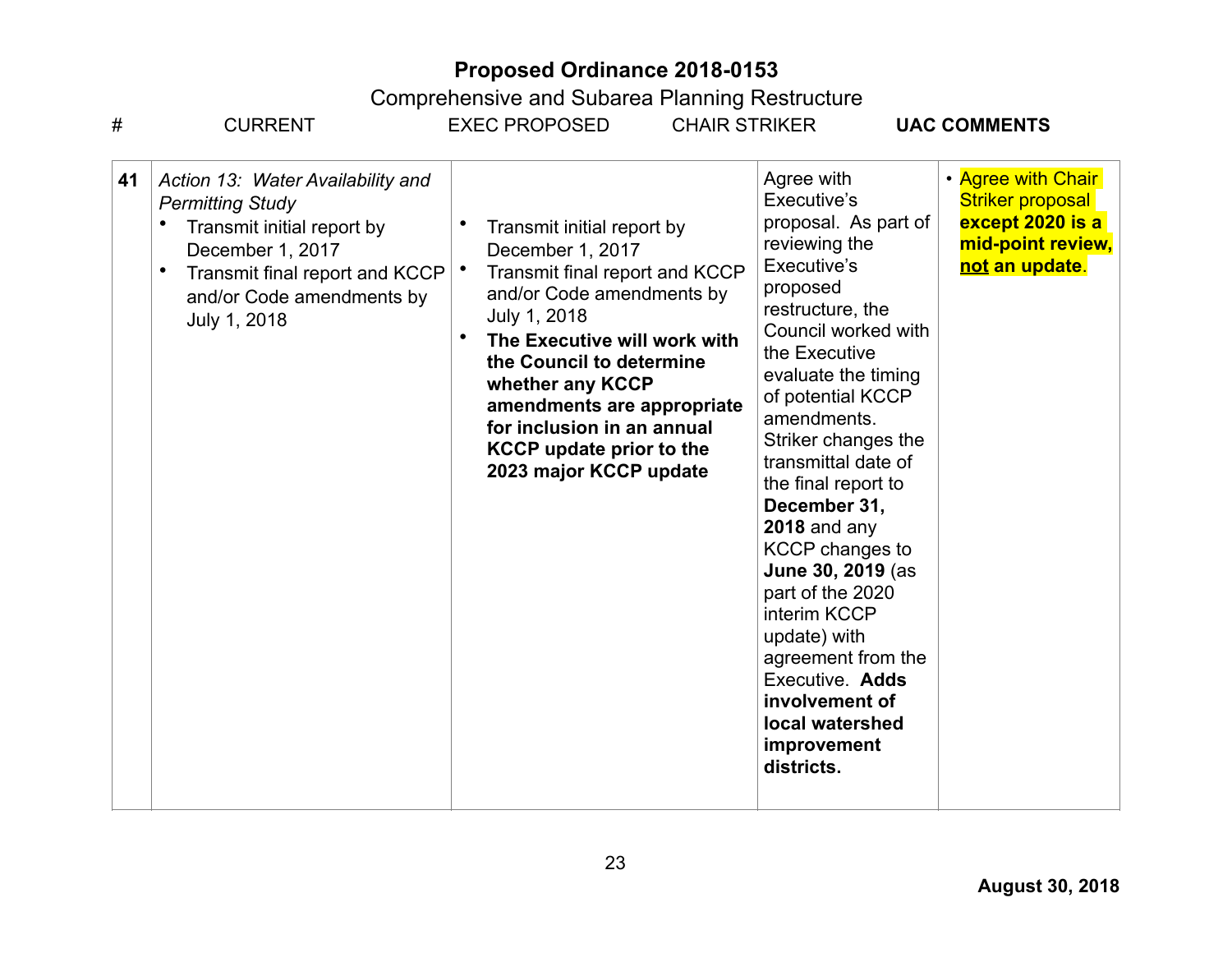**Proposed Ordinance 2018-0153**

Comprehensive and Subarea Planning Restructure

| # | CURRENT | EXEC PROPOSED | CHAIR STRIKER | **UAC COMMENTS** |
|---|---|---|---|---|
| 41 | *Action 13: Water Availability and Permitting Study*<br>• Transmit initial report by December 1, 2017<br>• Transmit final report and KCCP and/or Code amendments by July 1, 2018 | • Transmit initial report by December 1, 2017<br>• Transmit final report and KCCP and/or Code amendments by July 1, 2018<br>• **The Executive will work with the Council to determine whether any KCCP amendments are appropriate for inclusion in an annual KCCP update prior to the 2023 major KCCP update** | Agree with Executive's proposal. As part of reviewing the Executive's proposed restructure, the Council worked with the Executive evaluate the timing of potential KCCP amendments. Striker changes the transmittal date of the final report to **December 31, 2018** and any KCCP changes to **June 30, 2019** (as part of the 2020 interim KCCP update) with agreement from the Executive. **Adds involvement of local watershed improvement districts.** | • Agree with Chair Striker proposal **except 2020 is a mid-point review, not an update**. |

**August 30, 2018**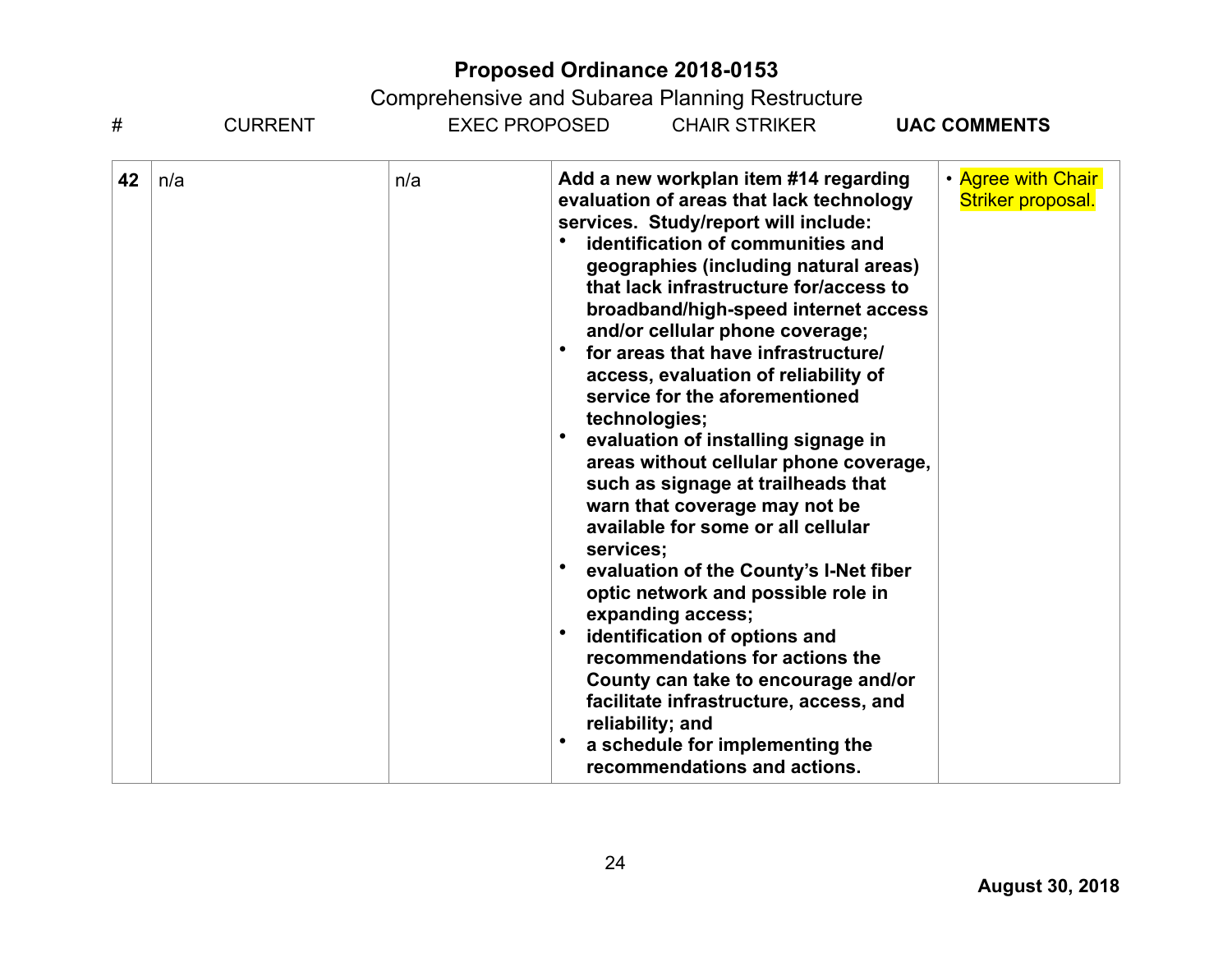# Proposed Ordinance 2018-0153

Comprehensive and Subarea Planning Restructure

| # | CURRENT | EXEC PROPOSED | CHAIR STRIKER | UAC COMMENTS |
|---|---|---|---|---|
| **42** | n/a | n/a | **Add a new workplan item #14 regarding evaluation of areas that lack technology services. Study/report will include:**<br>• **identification of communities and geographies (including natural areas) that lack infrastructure for/access to broadband/high-speed internet access and/or cellular phone coverage;**<br>• **for areas that have infrastructure/ access, evaluation of reliability of service for the aforementioned technologies;**<br>• **evaluation of installing signage in areas without cellular phone coverage, such as signage at trailheads that warn that coverage may not be available for some or all cellular services;**<br>• **evaluation of the County's I-Net fiber optic network and possible role in expanding access;**<br>• **identification of options and recommendations for actions the County can take to encourage and/or facilitate infrastructure, access, and reliability; and**<br>• **a schedule for implementing the recommendations and actions.** | • Agree with Chair Striker proposal. |

**August 30, 2018**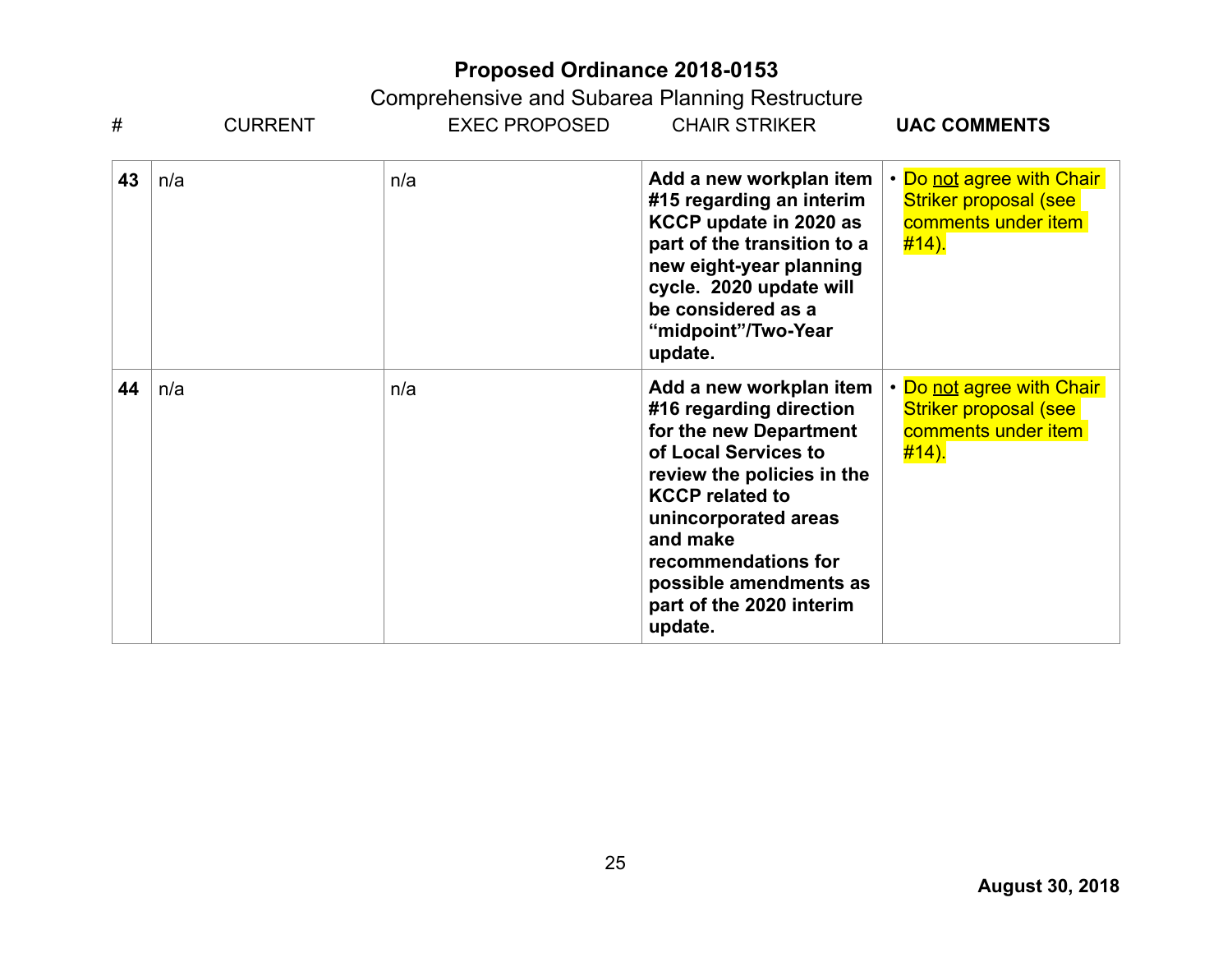# Proposed Ordinance 2018-0153

Comprehensive and Subarea Planning Restructure

| # | CURRENT | EXEC PROPOSED | CHAIR STRIKER | UAC COMMENTS |
|---|---|---|---|---|
| **43** | n/a | n/a | **Add a new workplan item #15 regarding an interim KCCP update in 2020 as part of the transition to a new eight-year planning cycle. 2020 update will be considered as a "midpoint"/Two-Year update.** | • Do not agree with Chair Striker proposal (see comments under item #14). |
| **44** | n/a | n/a | **Add a new workplan item #16 regarding direction for the new Department of Local Services to review the policies in the KCCP related to unincorporated areas and make recommendations for possible amendments as part of the 2020 interim update.** | • Do not agree with Chair Striker proposal (see comments under item #14). |

**August 30, 2018**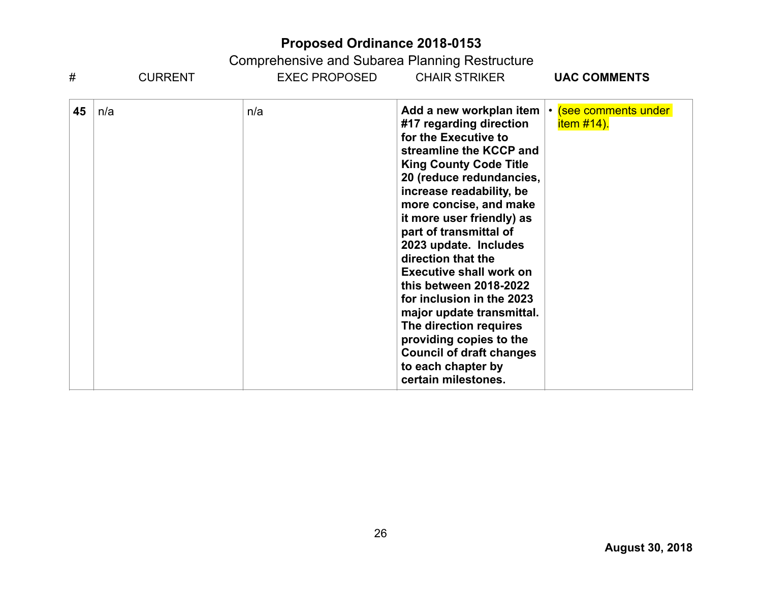## Proposed Ordinance 2018-0153

Comprehensive and Subarea Planning Restructure

| # | CURRENT | EXEC PROPOSED | CHAIR STRIKER | **UAC COMMENTS** |
|---|---|---|---|---|
| **45** | n/a | n/a | **Add a new workplan item #17 regarding direction for the Executive to streamline the KCCP and King County Code Title 20 (reduce redundancies, increase readability, be more concise, and make it more user friendly) as part of transmittal of 2023 update. Includes direction that the Executive shall work on this between 2018-2022 for inclusion in the 2023 major update transmittal. The direction requires providing copies to the Council of draft changes to each chapter by certain milestones.** | • (see comments under item #14). |

**August 30, 2018**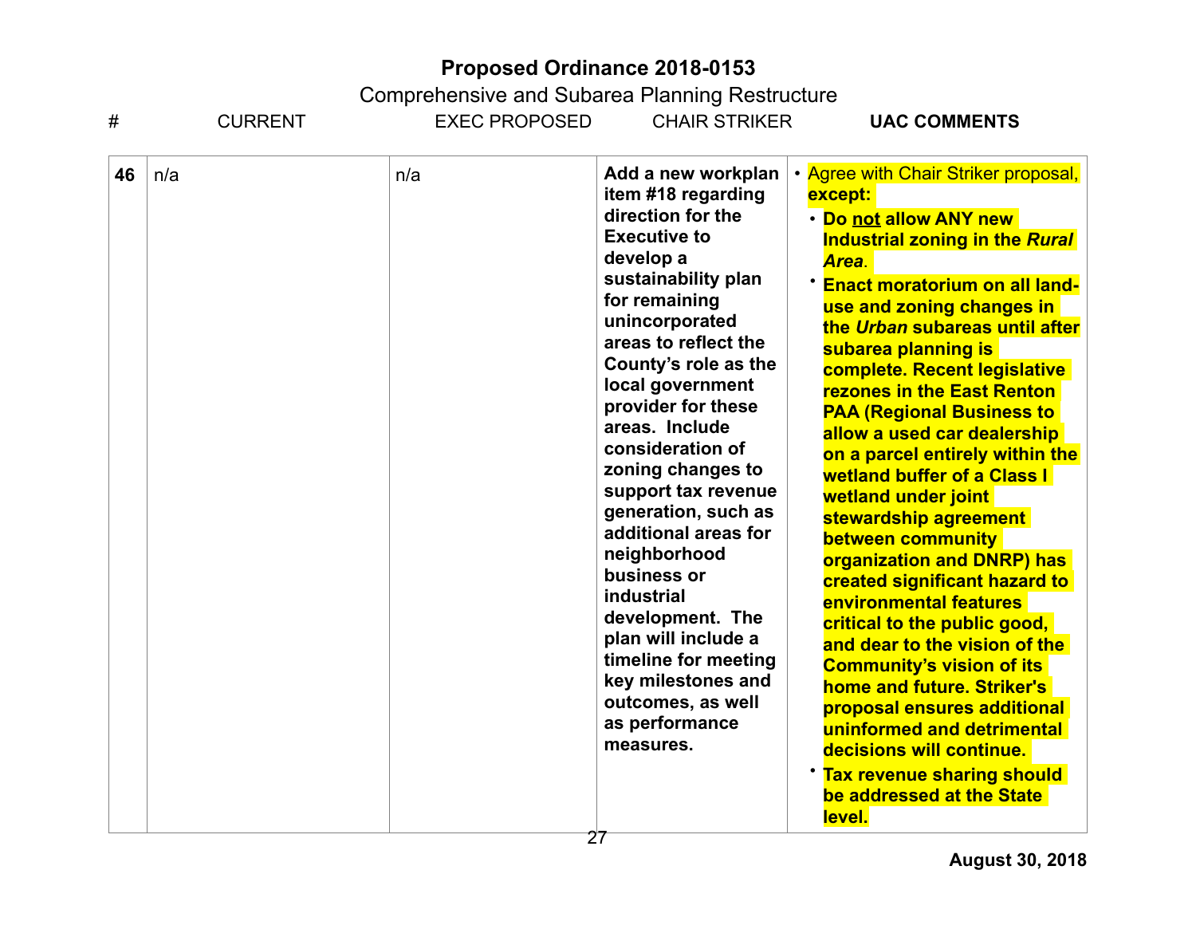# Proposed Ordinance 2018-0153

Comprehensive and Subarea Planning Restructure

| # | CURRENT | EXEC PROPOSED | CHAIR STRIKER | **UAC COMMENTS** |
|---|---|---|---|---|
| **46** | n/a | n/a | **Add a new workplan item #18 regarding direction for the Executive to develop a sustainability plan for remaining unincorporated areas to reflect the County's role as the local government provider for these areas. Include consideration of zoning changes to support tax revenue generation, such as additional areas for neighborhood business or industrial development. The plan will include a timeline for meeting key milestones and outcomes, as well as performance measures.** | • Agree with Chair Striker proposal, **except:**<br>• **Do <u>not</u> allow ANY new Industrial zoning in the *Rural Area*.**<br>• **Enact moratorium on all land-use and zoning changes in the *Urban* subareas until after subarea planning is complete. Recent legislative rezones in the East Renton PAA (Regional Business to allow a used car dealership on a parcel entirely within the wetland buffer of a Class I wetland under joint stewardship agreement between community organization and DNRP) has created significant hazard to environmental features critical to the public good, and dear to the vision of the Community's vision of its home and future. Striker's proposal ensures additional uninformed and detrimental decisions will continue.**<br>• **Tax revenue sharing should be addressed at the State level.** |

**August 30, 2018**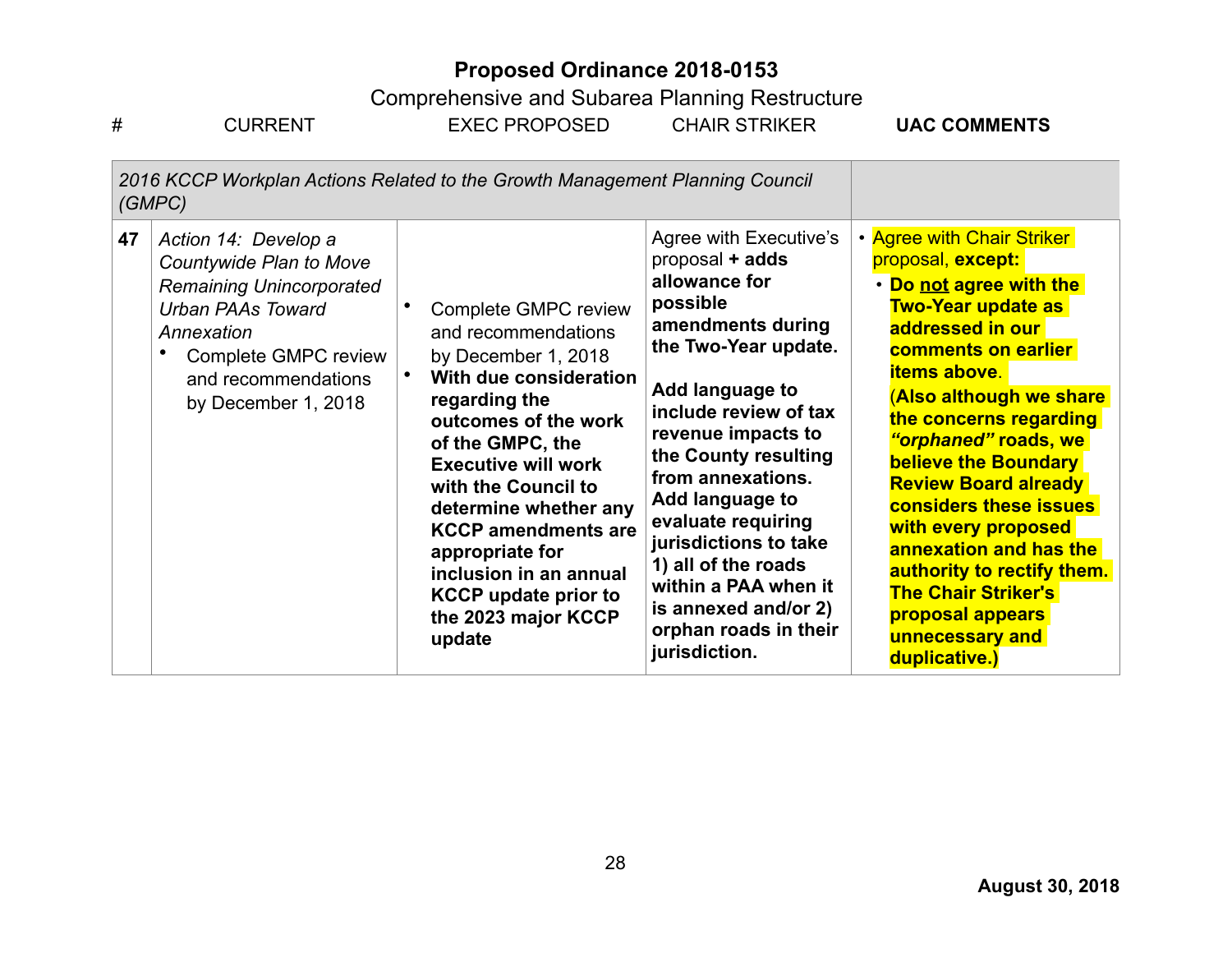# Proposed Ordinance 2018-0153

Comprehensive and Subarea Planning Restructure

| # | CURRENT | EXEC PROPOSED | CHAIR STRIKER | **UAC COMMENTS** |
|---|---|---|---|---|
| *2016 KCCP Workplan Actions Related to the Growth Management Planning Council (GMPC)* | | | | |
| **47** | *Action 14: Develop a Countywide Plan to Move Remaining Unincorporated Urban PAAs Toward Annexation*<br>• Complete GMPC review and recommendations by December 1, 2018 | • Complete GMPC review and recommendations by December 1, 2018<br>• **With due consideration regarding the outcomes of the work of the GMPC, the Executive will work with the Council to determine whether any KCCP amendments are appropriate for inclusion in an annual KCCP update prior to the 2023 major KCCP update** | Agree with Executive's proposal **+ adds allowance for possible amendments during the Two-Year update.**<br><br>**Add language to include review of tax revenue impacts to the County resulting from annexations. Add language to evaluate requiring jurisdictions to take 1) all of the roads within a PAA when it is annexed and/or 2) orphan roads in their jurisdiction.** | • Agree with Chair Striker proposal, **except:**<br>• **Do <u>not</u> agree with the Two-Year update as addressed in our comments on earlier items above.**<br>**(Also although we share the concerns regarding *"orphaned"* roads, we believe the Boundary Review Board already considers these issues with every proposed annexation and has the authority to rectify them. The Chair Striker's proposal appears unnecessary and duplicative.)** |

**August 30, 2018**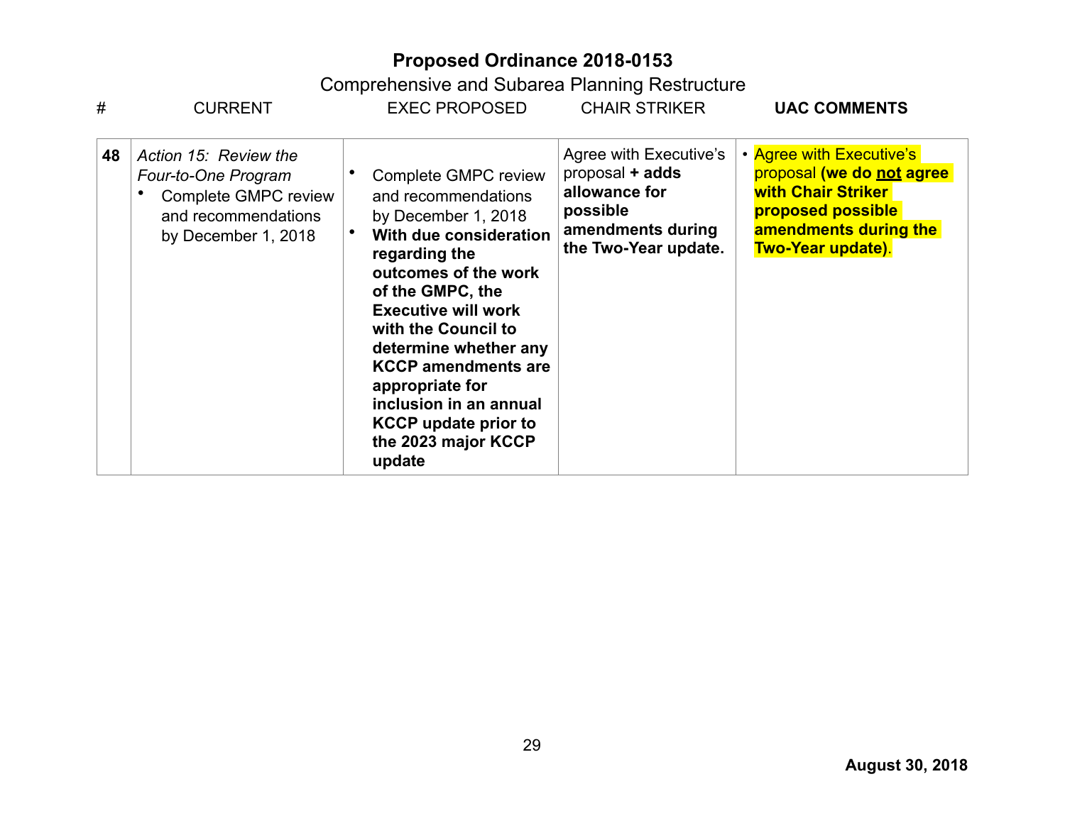# Proposed Ordinance 2018-0153

Comprehensive and Subarea Planning Restructure

| # | CURRENT | EXEC PROPOSED | CHAIR STRIKER | UAC COMMENTS |
|---|---|---|---|---|
| **48** | *Action 15: Review the Four-to-One Program*<br>• Complete GMPC review and recommendations by December 1, 2018 | • Complete GMPC review and recommendations by December 1, 2018<br>• **With due consideration regarding the outcomes of the work of the GMPC, the Executive will work with the Council to determine whether any KCCP amendments are appropriate for inclusion in an annual KCCP update prior to the 2023 major KCCP update** | Agree with Executive's proposal **+ adds allowance for possible amendments during the Two-Year update.** | • Agree with Executive's proposal **(we do <u>not</u> agree with Chair Striker proposed possible amendments during the Two-Year update)**. |

**August 30, 2018**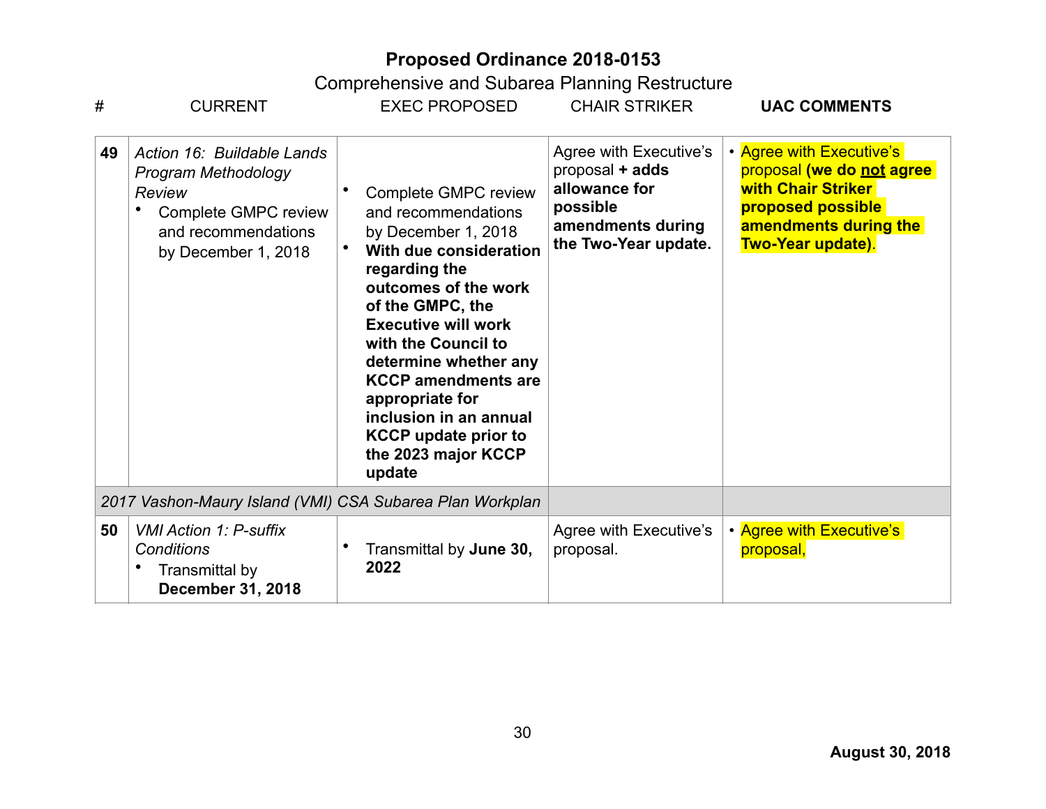# Proposed Ordinance 2018-0153

Comprehensive and Subarea Planning Restructure

| # | CURRENT | EXEC PROPOSED | CHAIR STRIKER | **UAC COMMENTS** |
|---|---|---|---|---|
| **49** | *Action 16: Buildable Lands Program Methodology Review*<br>• Complete GMPC review and recommendations by December 1, 2018 | • Complete GMPC review and recommendations by December 1, 2018<br>• **With due consideration regarding the outcomes of the work of the GMPC, the Executive will work with the Council to determine whether any KCCP amendments are appropriate for inclusion in an annual KCCP update prior to the 2023 major KCCP update** | Agree with Executive's proposal **+ adds allowance for possible amendments during the Two-Year update.** | • Agree with Executive's proposal **(we do not agree with Chair Striker proposed possible amendments during the Two-Year update)**. |
| *2017 Vashon-Maury Island (VMI) CSA Subarea Plan Workplan* | | | | |
| **50** | *VMI Action 1: P-suffix Conditions*<br>• Transmittal by **December 31, 2018** | • Transmittal by **June 30, 2022** | Agree with Executive's proposal. | • Agree with Executive's proposal, |

**August 30, 2018**